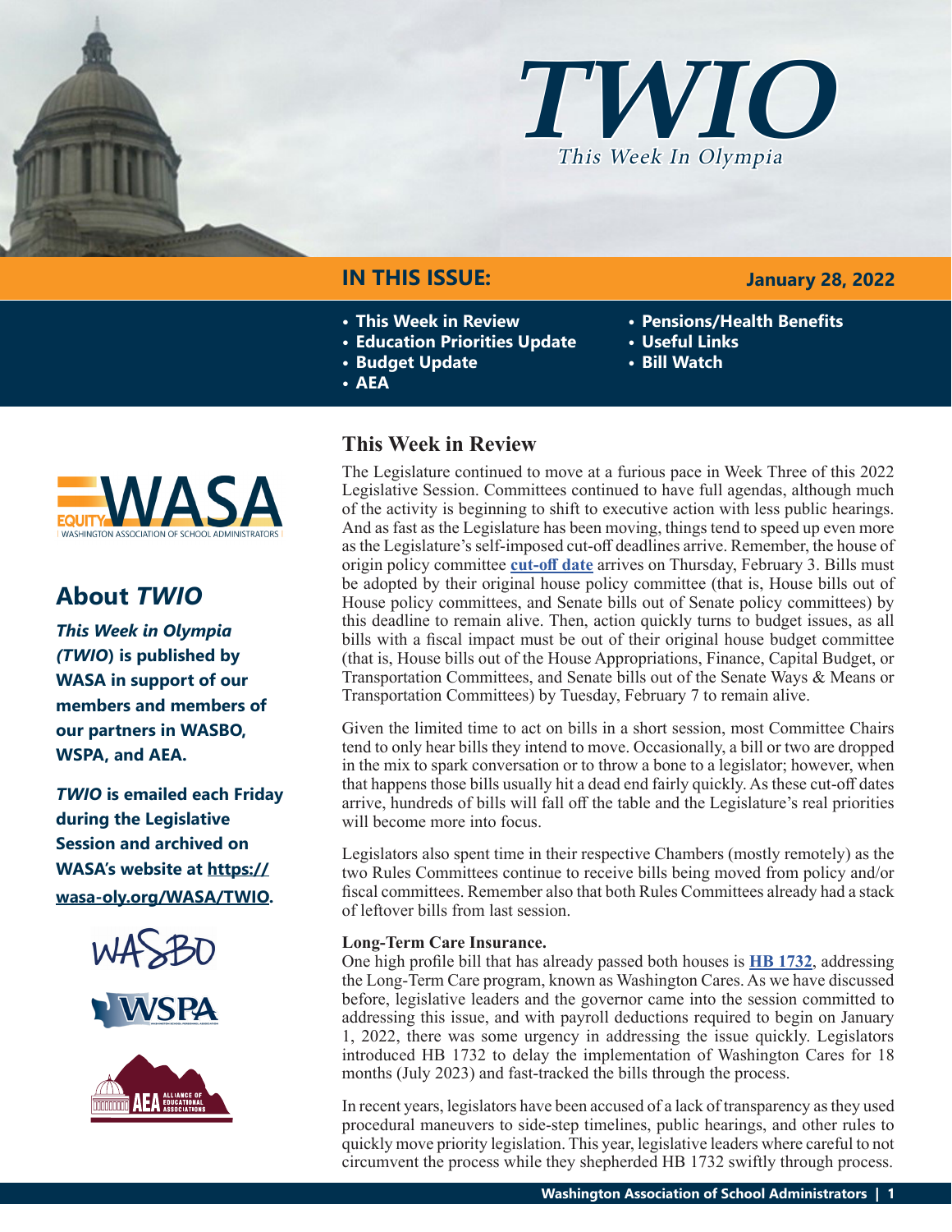# TWIO

*This Week In Olympia*

## IN THIS ISSUE:

January 28, 2022

- This Week in Review
- Education Priorities Update
- Budget Update
- AEA
- Pensions/Health Benefits
- Useful Links
- Bill Watch

## About *TWIO*

***This Week in Olympia (TWIO)*** **is published by WASA in support of our members and members of our partners in WASBO, WSPA, and AEA.**

***TWIO*** **is emailed each Friday during the Legislative Session and archived on WASA's website at https://wasa-oly.org/WASA/TWIO.**

## This Week in Review

The Legislature continued to move at a furious pace in Week Three of this 2022 Legislative Session. Committees continued to have full agendas, although much of the activity is beginning to shift to executive action with less public hearings. And as fast as the Legislature has been moving, things tend to speed up even more as the Legislature's self-imposed cut-off deadlines arrive. Remember, the house of origin policy committee **cut-off date** arrives on Thursday, February 3. Bills must be adopted by their original house policy committee (that is, House bills out of House policy committees, and Senate bills out of Senate policy committees) by this deadline to remain alive. Then, action quickly turns to budget issues, as all bills with a fiscal impact must be out of their original house budget committee (that is, House bills out of the House Appropriations, Finance, Capital Budget, or Transportation Committees, and Senate bills out of the Senate Ways & Means or Transportation Committees) by Tuesday, February 7 to remain alive.

Given the limited time to act on bills in a short session, most Committee Chairs tend to only hear bills they intend to move. Occasionally, a bill or two are dropped in the mix to spark conversation or to throw a bone to a legislator; however, when that happens those bills usually hit a dead end fairly quickly. As these cut-off dates arrive, hundreds of bills will fall off the table and the Legislature's real priorities will become more into focus.

Legislators also spent time in their respective Chambers (mostly remotely) as the two Rules Committees continue to receive bills being moved from policy and/or fiscal committees. Remember also that both Rules Committees already had a stack of leftover bills from last session.

**Long-Term Care Insurance.**

One high profile bill that has already passed both houses is **HB 1732**, addressing the Long-Term Care program, known as Washington Cares. As we have discussed before, legislative leaders and the governor came into the session committed to addressing this issue, and with payroll deductions required to begin on January 1, 2022, there was some urgency in addressing the issue quickly. Legislators introduced HB 1732 to delay the implementation of Washington Cares for 18 months (July 2023) and fast-tracked the bills through the process.

In recent years, legislators have been accused of a lack of transparency as they used procedural maneuvers to side-step timelines, public hearings, and other rules to quickly move priority legislation. This year, legislative leaders where careful to not circumvent the process while they shepherded HB 1732 swiftly through process.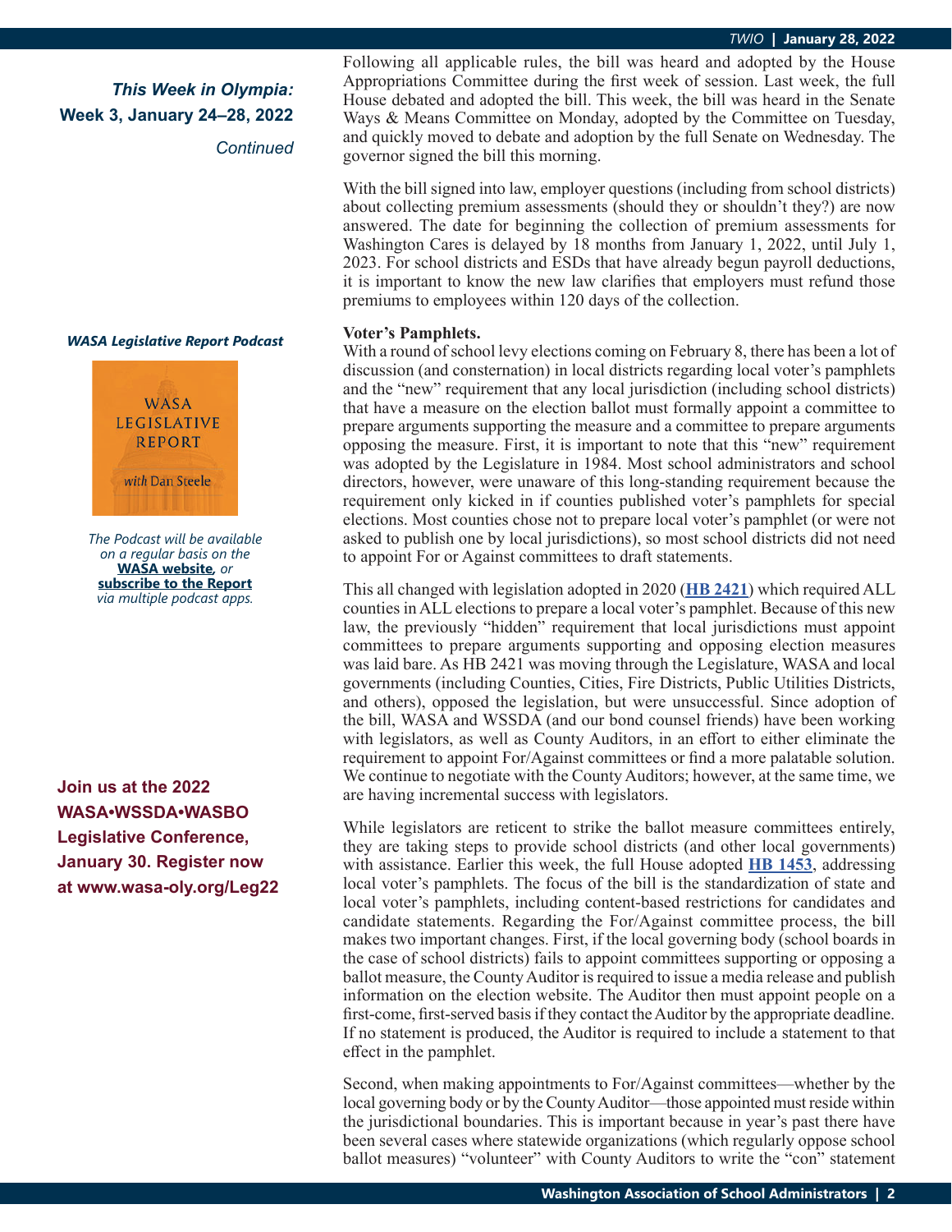## This Week in Olympia: Week 3, January 24–28, 2022

*Continued*

Following all applicable rules, the bill was heard and adopted by the House Appropriations Committee during the first week of session. Last week, the full House debated and adopted the bill. This week, the bill was heard in the Senate Ways & Means Committee on Monday, adopted by the Committee on Tuesday, and quickly moved to debate and adoption by the full Senate on Wednesday. The governor signed the bill this morning.

With the bill signed into law, employer questions (including from school districts) about collecting premium assessments (should they or shouldn't they?) are now answered. The date for beginning the collection of premium assessments for Washington Cares is delayed by 18 months from January 1, 2022, until July 1, 2023. For school districts and ESDs that have already begun payroll deductions, it is important to know the new law clarifies that employers must refund those premiums to employees within 120 days of the collection.

**Voter's Pamphlets.**
With a round of school levy elections coming on February 8, there has been a lot of discussion (and consternation) in local districts regarding local voter's pamphlets and the "new" requirement that any local jurisdiction (including school districts) that have a measure on the election ballot must formally appoint a committee to prepare arguments supporting the measure and a committee to prepare arguments opposing the measure. First, it is important to note that this "new" requirement was adopted by the Legislature in 1984. Most school administrators and school directors, however, were unaware of this long-standing requirement because the requirement only kicked in if counties published voter's pamphlets for special elections. Most counties chose not to prepare local voter's pamphlet (or were not asked to publish one by local jurisdictions), so most school districts did not need to appoint For or Against committees to draft statements.

This all changed with legislation adopted in 2020 (**HB 2421**) which required ALL counties in ALL elections to prepare a local voter's pamphlet. Because of this new law, the previously "hidden" requirement that local jurisdictions must appoint committees to prepare arguments supporting and opposing election measures was laid bare. As HB 2421 was moving through the Legislature, WASA and local governments (including Counties, Cities, Fire Districts, Public Utilities Districts, and others), opposed the legislation, but were unsuccessful. Since adoption of the bill, WASA and WSSDA (and our bond counsel friends) have been working with legislators, as well as County Auditors, in an effort to either eliminate the requirement to appoint For/Against committees or find a more palatable solution. We continue to negotiate with the County Auditors; however, at the same time, we are having incremental success with legislators.

While legislators are reticent to strike the ballot measure committees entirely, they are taking steps to provide school districts (and other local governments) with assistance. Earlier this week, the full House adopted **HB 1453**, addressing local voter's pamphlets. The focus of the bill is the standardization of state and local voter's pamphlets, including content-based restrictions for candidates and candidate statements. Regarding the For/Against committee process, the bill makes two important changes. First, if the local governing body (school boards in the case of school districts) fails to appoint committees supporting or opposing a ballot measure, the County Auditor is required to issue a media release and publish information on the election website. The Auditor then must appoint people on a first-come, first-served basis if they contact the Auditor by the appropriate deadline. If no statement is produced, the Auditor is required to include a statement to that effect in the pamphlet.

Second, when making appointments to For/Against committees—whether by the local governing body or by the County Auditor—those appointed must reside within the jurisdictional boundaries. This is important because in year's past there have been several cases where statewide organizations (which regularly oppose school ballot measures) "volunteer" with County Auditors to write the "con" statement

***WASA Legislative Report Podcast***

WASA LEGISLATIVE REPORT *with* Dan Steele

*The Podcast will be available on a regular basis on the* **WASA website***, or* **subscribe to the Report** *via multiple podcast apps.*

**Join us at the 2022 WASA•WSSDA•WASBO Legislative Conference, January 30. Register now at www.wasa-oly.org/Leg22**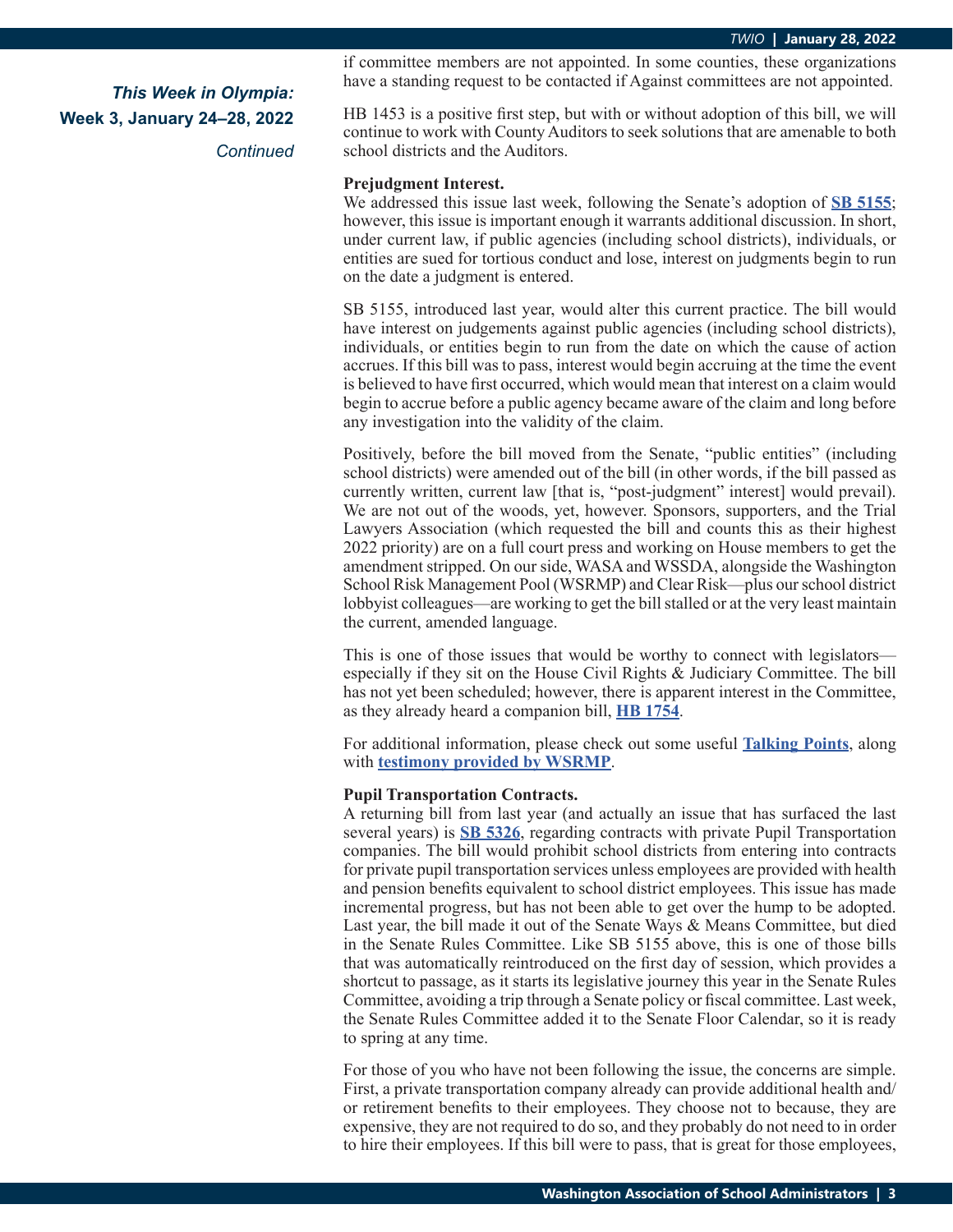*This Week in Olympia:*
**Week 3, January 24–28, 2022**
*Continued*

if committee members are not appointed. In some counties, these organizations have a standing request to be contacted if Against committees are not appointed.

HB 1453 is a positive first step, but with or without adoption of this bill, we will continue to work with County Auditors to seek solutions that are amenable to both school districts and the Auditors.

**Prejudgment Interest.**
We addressed this issue last week, following the Senate's adoption of **SB 5155**; however, this issue is important enough it warrants additional discussion. In short, under current law, if public agencies (including school districts), individuals, or entities are sued for tortious conduct and lose, interest on judgments begin to run on the date a judgment is entered.

SB 5155, introduced last year, would alter this current practice. The bill would have interest on judgements against public agencies (including school districts), individuals, or entities begin to run from the date on which the cause of action accrues. If this bill was to pass, interest would begin accruing at the time the event is believed to have first occurred, which would mean that interest on a claim would begin to accrue before a public agency became aware of the claim and long before any investigation into the validity of the claim.

Positively, before the bill moved from the Senate, "public entities" (including school districts) were amended out of the bill (in other words, if the bill passed as currently written, current law [that is, "post-judgment" interest] would prevail). We are not out of the woods, yet, however. Sponsors, supporters, and the Trial Lawyers Association (which requested the bill and counts this as their highest 2022 priority) are on a full court press and working on House members to get the amendment stripped. On our side, WASA and WSSDA, alongside the Washington School Risk Management Pool (WSRMP) and Clear Risk—plus our school district lobbyist colleagues—are working to get the bill stalled or at the very least maintain the current, amended language.

This is one of those issues that would be worthy to connect with legislators—especially if they sit on the House Civil Rights & Judiciary Committee. The bill has not yet been scheduled; however, there is apparent interest in the Committee, as they already heard a companion bill, **HB 1754**.

For additional information, please check out some useful **Talking Points**, along with **testimony provided by WSRMP**.

**Pupil Transportation Contracts.**
A returning bill from last year (and actually an issue that has surfaced the last several years) is **SB 5326**, regarding contracts with private Pupil Transportation companies. The bill would prohibit school districts from entering into contracts for private pupil transportation services unless employees are provided with health and pension benefits equivalent to school district employees. This issue has made incremental progress, but has not been able to get over the hump to be adopted. Last year, the bill made it out of the Senate Ways & Means Committee, but died in the Senate Rules Committee. Like SB 5155 above, this is one of those bills that was automatically reintroduced on the first day of session, which provides a shortcut to passage, as it starts its legislative journey this year in the Senate Rules Committee, avoiding a trip through a Senate policy or fiscal committee. Last week, the Senate Rules Committee added it to the Senate Floor Calendar, so it is ready to spring at any time.

For those of you who have not been following the issue, the concerns are simple. First, a private transportation company already can provide additional health and/or retirement benefits to their employees. They choose not to because, they are expensive, they are not required to do so, and they probably do not need to in order to hire their employees. If this bill were to pass, that is great for those employees,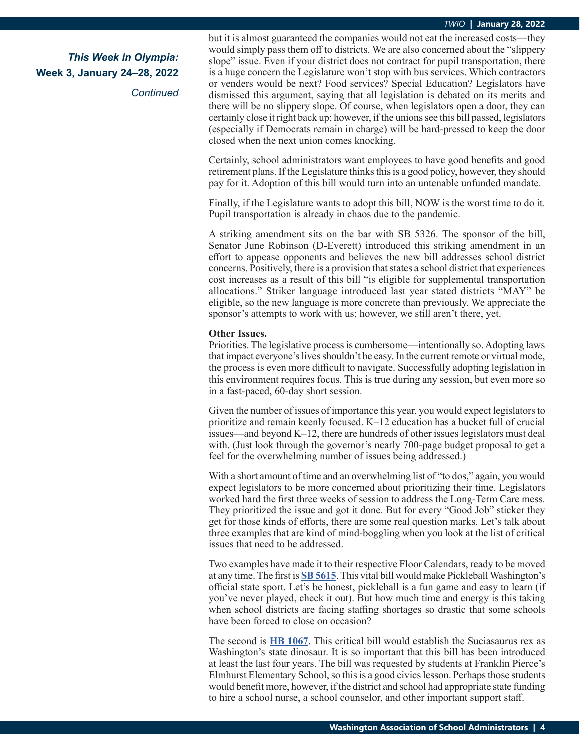*This Week in Olympia:*
**Week 3, January 24–28, 2022**
*Continued*

but it is almost guaranteed the companies would not eat the increased costs—they would simply pass them off to districts. We are also concerned about the "slippery slope" issue. Even if your district does not contract for pupil transportation, there is a huge concern the Legislature won't stop with bus services. Which contractors or venders would be next? Food services? Special Education? Legislators have dismissed this argument, saying that all legislation is debated on its merits and there will be no slippery slope. Of course, when legislators open a door, they can certainly close it right back up; however, if the unions see this bill passed, legislators (especially if Democrats remain in charge) will be hard-pressed to keep the door closed when the next union comes knocking.

Certainly, school administrators want employees to have good benefits and good retirement plans. If the Legislature thinks this is a good policy, however, they should pay for it. Adoption of this bill would turn into an untenable unfunded mandate.

Finally, if the Legislature wants to adopt this bill, NOW is the worst time to do it. Pupil transportation is already in chaos due to the pandemic.

A striking amendment sits on the bar with SB 5326. The sponsor of the bill, Senator June Robinson (D-Everett) introduced this striking amendment in an effort to appease opponents and believes the new bill addresses school district concerns. Positively, there is a provision that states a school district that experiences cost increases as a result of this bill "is eligible for supplemental transportation allocations." Striker language introduced last year stated districts "MAY" be eligible, so the new language is more concrete than previously. We appreciate the sponsor's attempts to work with us; however, we still aren't there, yet.

**Other Issues.**

Priorities. The legislative process is cumbersome—intentionally so. Adopting laws that impact everyone's lives shouldn't be easy. In the current remote or virtual mode, the process is even more difficult to navigate. Successfully adopting legislation in this environment requires focus. This is true during any session, but even more so in a fast-paced, 60-day short session.

Given the number of issues of importance this year, you would expect legislators to prioritize and remain keenly focused. K–12 education has a bucket full of crucial issues—and beyond K–12, there are hundreds of other issues legislators must deal with. (Just look through the governor's nearly 700-page budget proposal to get a feel for the overwhelming number of issues being addressed.)

With a short amount of time and an overwhelming list of "to dos," again, you would expect legislators to be more concerned about prioritizing their time. Legislators worked hard the first three weeks of session to address the Long-Term Care mess. They prioritized the issue and got it done. But for every "Good Job" sticker they get for those kinds of efforts, there are some real question marks. Let's talk about three examples that are kind of mind-boggling when you look at the list of critical issues that need to be addressed.

Two examples have made it to their respective Floor Calendars, ready to be moved at any time. The first is **SB 5615**. This vital bill would make Pickleball Washington's official state sport. Let's be honest, pickleball is a fun game and easy to learn (if you've never played, check it out). But how much time and energy is this taking when school districts are facing staffing shortages so drastic that some schools have been forced to close on occasion?

The second is **HB 1067**. This critical bill would establish the Suciasaurus rex as Washington's state dinosaur. It is so important that this bill has been introduced at least the last four years. The bill was requested by students at Franklin Pierce's Elmhurst Elementary School, so this is a good civics lesson. Perhaps those students would benefit more, however, if the district and school had appropriate state funding to hire a school nurse, a school counselor, and other important support staff.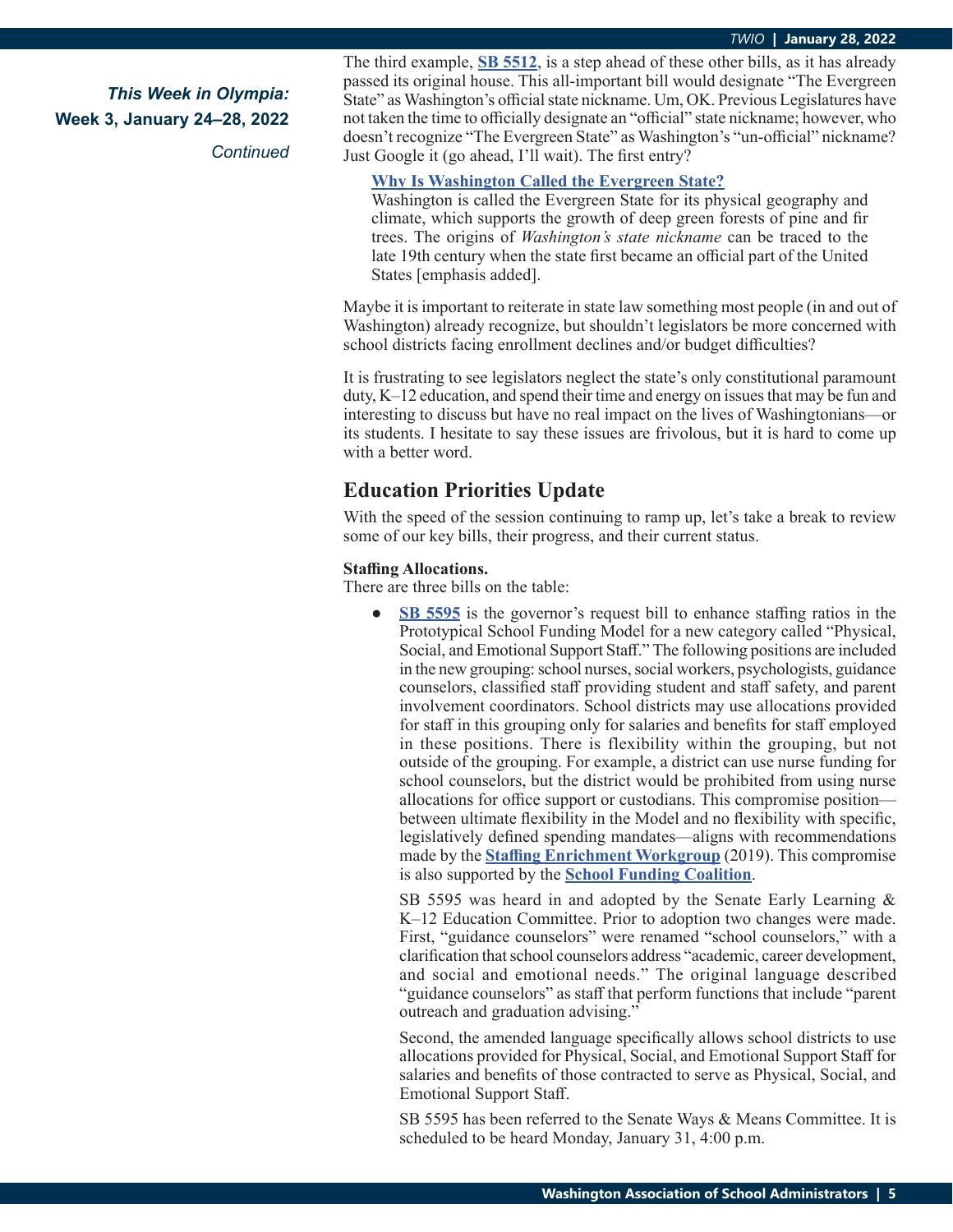The third example, **SB 5512**, is a step ahead of these other bills, as it has already passed its original house. This all-important bill would designate "The Evergreen State" as Washington's official state nickname. Um, OK. Previous Legislatures have not taken the time to officially designate an "official" state nickname; however, who doesn't recognize "The Evergreen State" as Washington's "un-official" nickname? Just Google it (go ahead, I'll wait). The first entry?

> **Why Is Washington Called the Evergreen State?**
> Washington is called the Evergreen State for its physical geography and climate, which supports the growth of deep green forests of pine and fir trees. The origins of *Washington's state nickname* can be traced to the late 19th century when the state first became an official part of the United States [emphasis added].

Maybe it is important to reiterate in state law something most people (in and out of Washington) already recognize, but shouldn't legislators be more concerned with school districts facing enrollment declines and/or budget difficulties?

It is frustrating to see legislators neglect the state's only constitutional paramount duty, K–12 education, and spend their time and energy on issues that may be fun and interesting to discuss but have no real impact on the lives of Washingtonians—or its students. I hesitate to say these issues are frivolous, but it is hard to come up with a better word.

## Education Priorities Update

With the speed of the session continuing to ramp up, let's take a break to review some of our key bills, their progress, and their current status.

**Staffing Allocations.**
There are three bills on the table:

- **SB 5595** is the governor's request bill to enhance staffing ratios in the Prototypical School Funding Model for a new category called "Physical, Social, and Emotional Support Staff." The following positions are included in the new grouping: school nurses, social workers, psychologists, guidance counselors, classified staff providing student and staff safety, and parent involvement coordinators. School districts may use allocations provided for staff in this grouping only for salaries and benefits for staff employed in these positions. There is flexibility within the grouping, but not outside of the grouping. For example, a district can use nurse funding for school counselors, but the district would be prohibited from using nurse allocations for office support or custodians. This compromise position—between ultimate flexibility in the Model and no flexibility with specific, legislatively defined spending mandates—aligns with recommendations made by the **Staffing Enrichment Workgroup** (2019). This compromise is also supported by the **School Funding Coalition**.

  SB 5595 was heard in and adopted by the Senate Early Learning & K–12 Education Committee. Prior to adoption two changes were made. First, "guidance counselors" were renamed "school counselors," with a clarification that school counselors address "academic, career development, and social and emotional needs." The original language described "guidance counselors" as staff that perform functions that include "parent outreach and graduation advising."

  Second, the amended language specifically allows school districts to use allocations provided for Physical, Social, and Emotional Support Staff for salaries and benefits of those contracted to serve as Physical, Social, and Emotional Support Staff.

  SB 5595 has been referred to the Senate Ways & Means Committee. It is scheduled to be heard Monday, January 31, 4:00 p.m.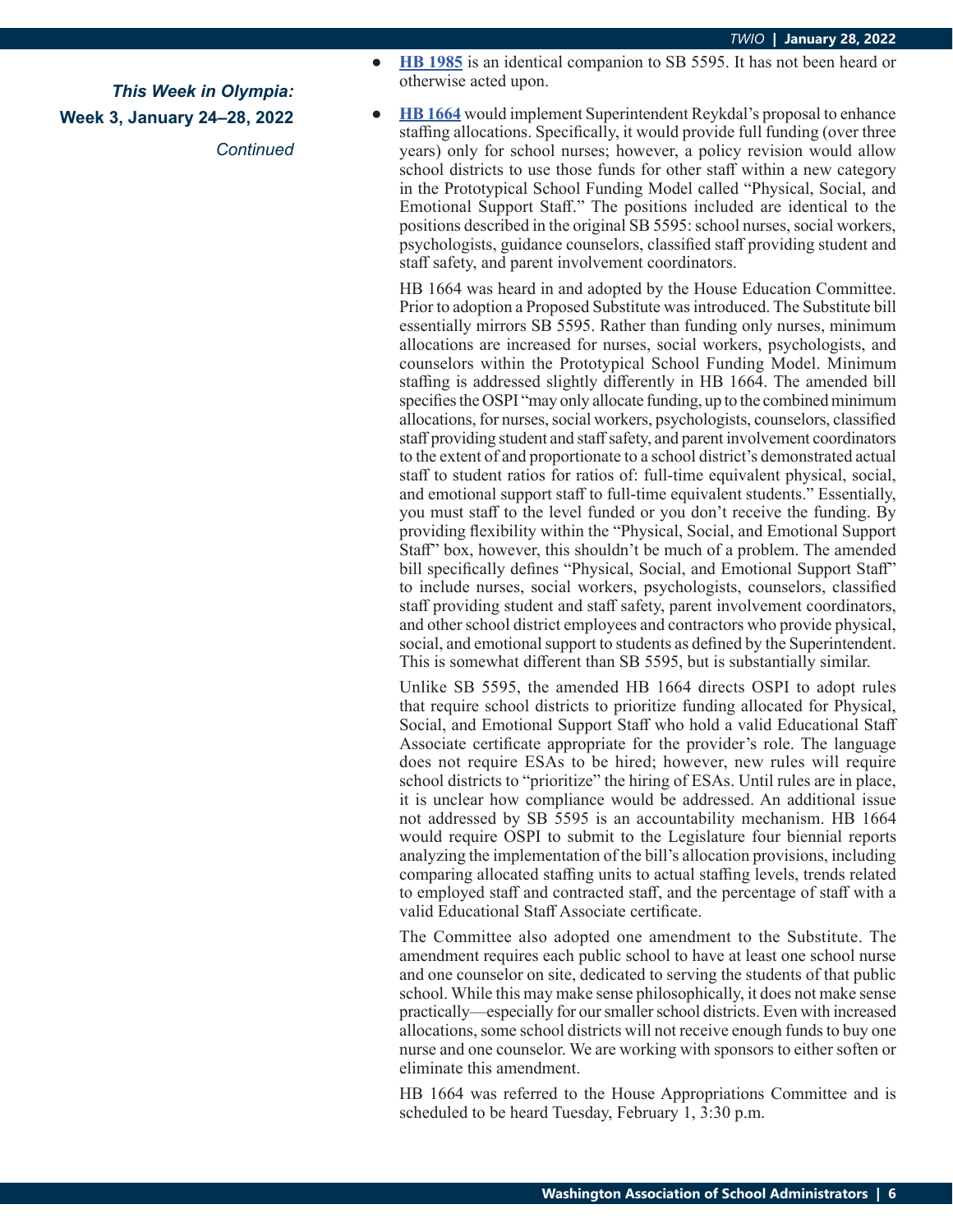*This Week in Olympia:*
**Week 3, January 24–28, 2022**
*Continued*

- **HB 1985** is an identical companion to SB 5595. It has not been heard or otherwise acted upon.

- **HB 1664** would implement Superintendent Reykdal's proposal to enhance staffing allocations. Specifically, it would provide full funding (over three years) only for school nurses; however, a policy revision would allow school districts to use those funds for other staff within a new category in the Prototypical School Funding Model called "Physical, Social, and Emotional Support Staff." The positions included are identical to the positions described in the original SB 5595: school nurses, social workers, psychologists, guidance counselors, classified staff providing student and staff safety, and parent involvement coordinators.

  HB 1664 was heard in and adopted by the House Education Committee. Prior to adoption a Proposed Substitute was introduced. The Substitute bill essentially mirrors SB 5595. Rather than funding only nurses, minimum allocations are increased for nurses, social workers, psychologists, and counselors within the Prototypical School Funding Model. Minimum staffing is addressed slightly differently in HB 1664. The amended bill specifies the OSPI "may only allocate funding, up to the combined minimum allocations, for nurses, social workers, psychologists, counselors, classified staff providing student and staff safety, and parent involvement coordinators to the extent of and proportionate to a school district's demonstrated actual staff to student ratios for ratios of: full-time equivalent physical, social, and emotional support staff to full-time equivalent students." Essentially, you must staff to the level funded or you don't receive the funding. By providing flexibility within the "Physical, Social, and Emotional Support Staff" box, however, this shouldn't be much of a problem. The amended bill specifically defines "Physical, Social, and Emotional Support Staff" to include nurses, social workers, psychologists, counselors, classified staff providing student and staff safety, parent involvement coordinators, and other school district employees and contractors who provide physical, social, and emotional support to students as defined by the Superintendent. This is somewhat different than SB 5595, but is substantially similar.

  Unlike SB 5595, the amended HB 1664 directs OSPI to adopt rules that require school districts to prioritize funding allocated for Physical, Social, and Emotional Support Staff who hold a valid Educational Staff Associate certificate appropriate for the provider's role. The language does not require ESAs to be hired; however, new rules will require school districts to "prioritize" the hiring of ESAs. Until rules are in place, it is unclear how compliance would be addressed. An additional issue not addressed by SB 5595 is an accountability mechanism. HB 1664 would require OSPI to submit to the Legislature four biennial reports analyzing the implementation of the bill's allocation provisions, including comparing allocated staffing units to actual staffing levels, trends related to employed staff and contracted staff, and the percentage of staff with a valid Educational Staff Associate certificate.

  The Committee also adopted one amendment to the Substitute. The amendment requires each public school to have at least one school nurse and one counselor on site, dedicated to serving the students of that public school. While this may make sense philosophically, it does not make sense practically—especially for our smaller school districts. Even with increased allocations, some school districts will not receive enough funds to buy one nurse and one counselor. We are working with sponsors to either soften or eliminate this amendment.

  HB 1664 was referred to the House Appropriations Committee and is scheduled to be heard Tuesday, February 1, 3:30 p.m.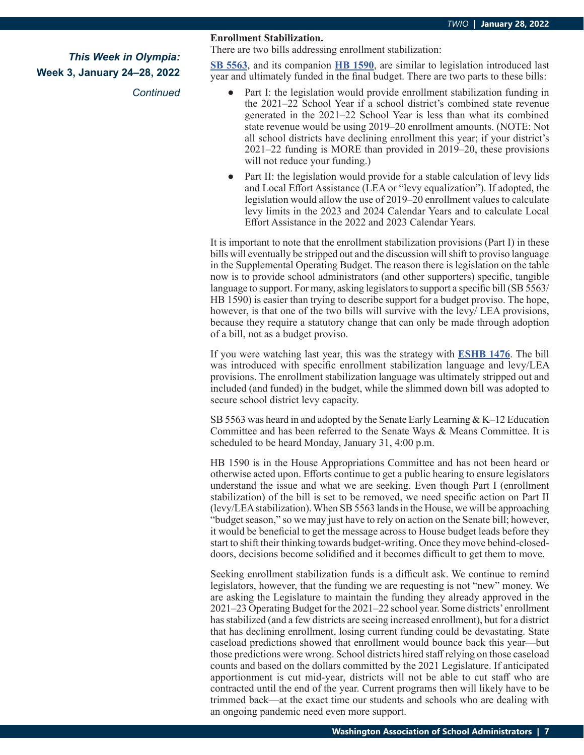**This Week in Olympia:**
**Week 3, January 24–28, 2022**
*Continued*

**Enrollment Stabilization.**

There are two bills addressing enrollment stabilization:

**SB 5563**, and its companion **HB 1590**, are similar to legislation introduced last year and ultimately funded in the final budget. There are two parts to these bills:

- Part I: the legislation would provide enrollment stabilization funding in the 2021–22 School Year if a school district's combined state revenue generated in the 2021–22 School Year is less than what its combined state revenue would be using 2019–20 enrollment amounts. (NOTE: Not all school districts have declining enrollment this year; if your district's 2021–22 funding is MORE than provided in 2019–20, these provisions will not reduce your funding.)
- Part II: the legislation would provide for a stable calculation of levy lids and Local Effort Assistance (LEA or "levy equalization"). If adopted, the legislation would allow the use of 2019–20 enrollment values to calculate levy limits in the 2023 and 2024 Calendar Years and to calculate Local Effort Assistance in the 2022 and 2023 Calendar Years.

It is important to note that the enrollment stabilization provisions (Part I) in these bills will eventually be stripped out and the discussion will shift to proviso language in the Supplemental Operating Budget. The reason there is legislation on the table now is to provide school administrators (and other supporters) specific, tangible language to support. For many, asking legislators to support a specific bill (SB 5563/ HB 1590) is easier than trying to describe support for a budget proviso. The hope, however, is that one of the two bills will survive with the levy/ LEA provisions, because they require a statutory change that can only be made through adoption of a bill, not as a budget proviso.

If you were watching last year, this was the strategy with **ESHB 1476**. The bill was introduced with specific enrollment stabilization language and levy/LEA provisions. The enrollment stabilization language was ultimately stripped out and included (and funded) in the budget, while the slimmed down bill was adopted to secure school district levy capacity.

SB 5563 was heard in and adopted by the Senate Early Learning & K–12 Education Committee and has been referred to the Senate Ways & Means Committee. It is scheduled to be heard Monday, January 31, 4:00 p.m.

HB 1590 is in the House Appropriations Committee and has not been heard or otherwise acted upon. Efforts continue to get a public hearing to ensure legislators understand the issue and what we are seeking. Even though Part I (enrollment stabilization) of the bill is set to be removed, we need specific action on Part II (levy/LEA stabilization). When SB 5563 lands in the House, we will be approaching "budget season," so we may just have to rely on action on the Senate bill; however, it would be beneficial to get the message across to House budget leads before they start to shift their thinking towards budget-writing. Once they move behind-closed-doors, decisions become solidified and it becomes difficult to get them to move.

Seeking enrollment stabilization funds is a difficult ask. We continue to remind legislators, however, that the funding we are requesting is not "new" money. We are asking the Legislature to maintain the funding they already approved in the 2021–23 Operating Budget for the 2021–22 school year. Some districts' enrollment has stabilized (and a few districts are seeing increased enrollment), but for a district that has declining enrollment, losing current funding could be devastating. State caseload predictions showed that enrollment would bounce back this year—but those predictions were wrong. School districts hired staff relying on those caseload counts and based on the dollars committed by the 2021 Legislature. If anticipated apportionment is cut mid-year, districts will not be able to cut staff who are contracted until the end of the year. Current programs then will likely have to be trimmed back—at the exact time our students and schools who are dealing with an ongoing pandemic need even more support.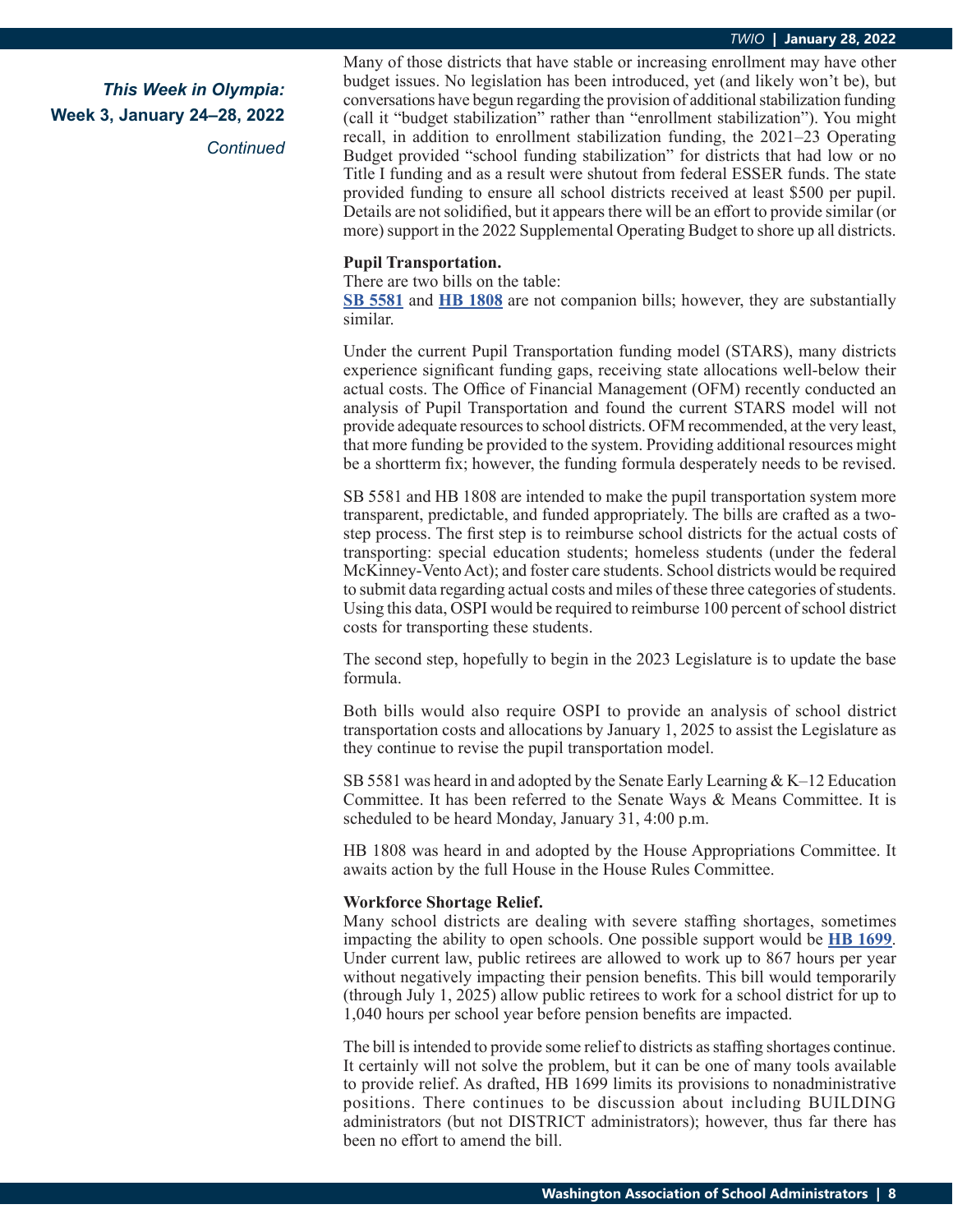*This Week in Olympia:*
**Week 3, January 24–28, 2022**
*Continued*

Many of those districts that have stable or increasing enrollment may have other budget issues. No legislation has been introduced, yet (and likely won't be), but conversations have begun regarding the provision of additional stabilization funding (call it "budget stabilization" rather than "enrollment stabilization"). You might recall, in addition to enrollment stabilization funding, the 2021–23 Operating Budget provided "school funding stabilization" for districts that had low or no Title I funding and as a result were shutout from federal ESSER funds. The state provided funding to ensure all school districts received at least $500 per pupil. Details are not solidified, but it appears there will be an effort to provide similar (or more) support in the 2022 Supplemental Operating Budget to shore up all districts.

**Pupil Transportation.**
There are two bills on the table:
**SB 5581** and **HB 1808** are not companion bills; however, they are substantially similar.

Under the current Pupil Transportation funding model (STARS), many districts experience significant funding gaps, receiving state allocations well-below their actual costs. The Office of Financial Management (OFM) recently conducted an analysis of Pupil Transportation and found the current STARS model will not provide adequate resources to school districts. OFM recommended, at the very least, that more funding be provided to the system. Providing additional resources might be a shortterm fix; however, the funding formula desperately needs to be revised.

SB 5581 and HB 1808 are intended to make the pupil transportation system more transparent, predictable, and funded appropriately. The bills are crafted as a two-step process. The first step is to reimburse school districts for the actual costs of transporting: special education students; homeless students (under the federal McKinney-Vento Act); and foster care students. School districts would be required to submit data regarding actual costs and miles of these three categories of students. Using this data, OSPI would be required to reimburse 100 percent of school district costs for transporting these students.

The second step, hopefully to begin in the 2023 Legislature is to update the base formula.

Both bills would also require OSPI to provide an analysis of school district transportation costs and allocations by January 1, 2025 to assist the Legislature as they continue to revise the pupil transportation model.

SB 5581 was heard in and adopted by the Senate Early Learning & K–12 Education Committee. It has been referred to the Senate Ways & Means Committee. It is scheduled to be heard Monday, January 31, 4:00 p.m.

HB 1808 was heard in and adopted by the House Appropriations Committee. It awaits action by the full House in the House Rules Committee.

**Workforce Shortage Relief.**
Many school districts are dealing with severe staffing shortages, sometimes impacting the ability to open schools. One possible support would be **HB 1699**. Under current law, public retirees are allowed to work up to 867 hours per year without negatively impacting their pension benefits. This bill would temporarily (through July 1, 2025) allow public retirees to work for a school district for up to 1,040 hours per school year before pension benefits are impacted.

The bill is intended to provide some relief to districts as staffing shortages continue. It certainly will not solve the problem, but it can be one of many tools available to provide relief. As drafted, HB 1699 limits its provisions to nonadministrative positions. There continues to be discussion about including BUILDING administrators (but not DISTRICT administrators); however, thus far there has been no effort to amend the bill.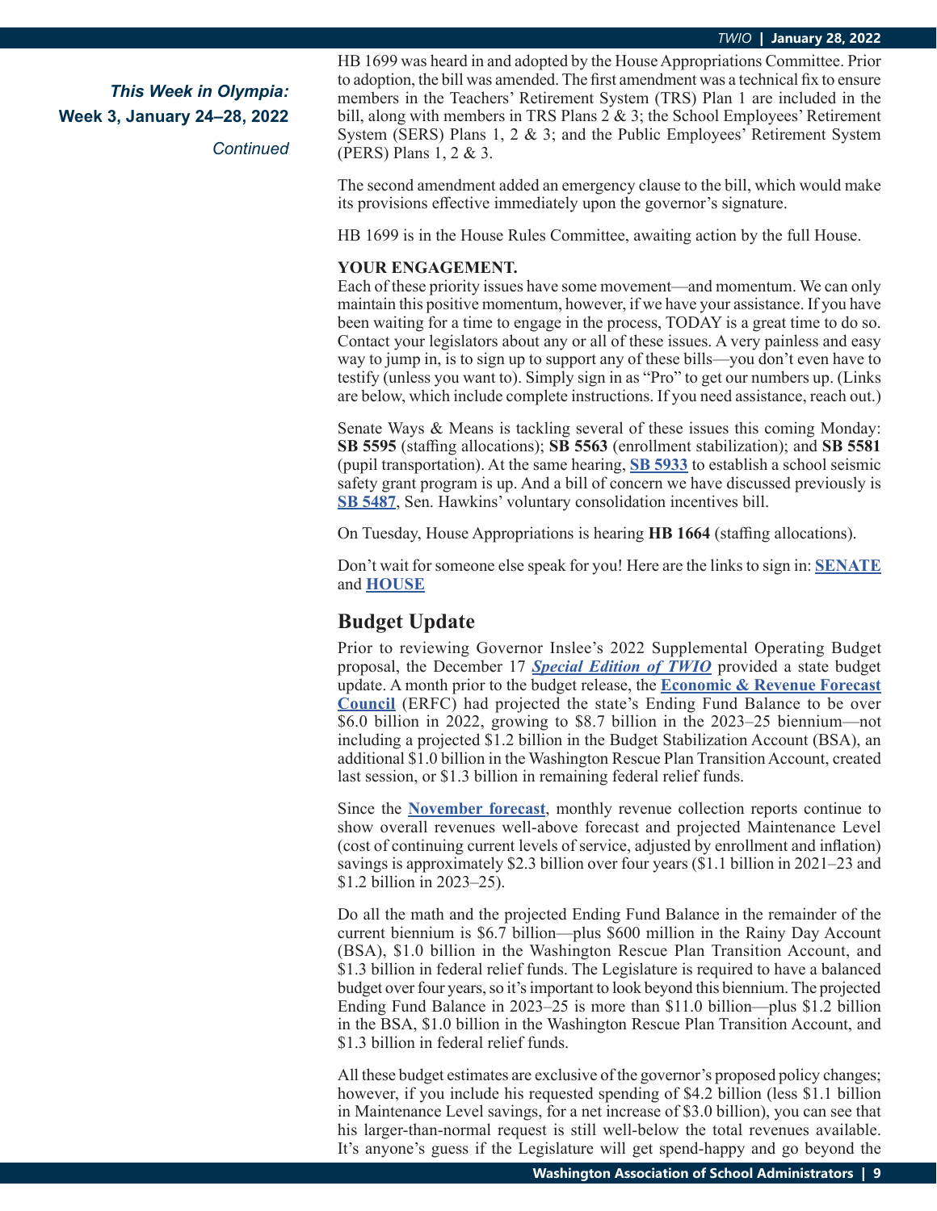*This Week in Olympia:*
**Week 3, January 24–28, 2022**
*Continued*

HB 1699 was heard in and adopted by the House Appropriations Committee. Prior to adoption, the bill was amended. The first amendment was a technical fix to ensure members in the Teachers' Retirement System (TRS) Plan 1 are included in the bill, along with members in TRS Plans 2 & 3; the School Employees' Retirement System (SERS) Plans 1, 2 & 3; and the Public Employees' Retirement System (PERS) Plans 1, 2 & 3.

The second amendment added an emergency clause to the bill, which would make its provisions effective immediately upon the governor's signature.

HB 1699 is in the House Rules Committee, awaiting action by the full House.

**YOUR ENGAGEMENT.**
Each of these priority issues have some movement—and momentum. We can only maintain this positive momentum, however, if we have your assistance. If you have been waiting for a time to engage in the process, TODAY is a great time to do so. Contact your legislators about any or all of these issues. A very painless and easy way to jump in, is to sign up to support any of these bills—you don't even have to testify (unless you want to). Simply sign in as "Pro" to get our numbers up. (Links are below, which include complete instructions. If you need assistance, reach out.)

Senate Ways & Means is tackling several of these issues this coming Monday: **SB 5595** (staffing allocations); **SB 5563** (enrollment stabilization); and **SB 5581** (pupil transportation). At the same hearing, **SB 5933** to establish a school seismic safety grant program is up. And a bill of concern we have discussed previously is **SB 5487**, Sen. Hawkins' voluntary consolidation incentives bill.

On Tuesday, House Appropriations is hearing **HB 1664** (staffing allocations).

Don't wait for someone else speak for you! Here are the links to sign in: **SENATE** and **HOUSE**

## Budget Update

Prior to reviewing Governor Inslee's 2022 Supplemental Operating Budget proposal, the December 17 ***Special Edition of TWIO*** provided a state budget update. A month prior to the budget release, the **Economic & Revenue Forecast Council** (ERFC) had projected the state's Ending Fund Balance to be over \$6.0 billion in 2022, growing to \$8.7 billion in the 2023–25 biennium—not including a projected \$1.2 billion in the Budget Stabilization Account (BSA), an additional \$1.0 billion in the Washington Rescue Plan Transition Account, created last session, or \$1.3 billion in remaining federal relief funds.

Since the **November forecast**, monthly revenue collection reports continue to show overall revenues well-above forecast and projected Maintenance Level (cost of continuing current levels of service, adjusted by enrollment and inflation) savings is approximately \$2.3 billion over four years (\$1.1 billion in 2021–23 and \$1.2 billion in 2023–25).

Do all the math and the projected Ending Fund Balance in the remainder of the current biennium is \$6.7 billion—plus \$600 million in the Rainy Day Account (BSA), \$1.0 billion in the Washington Rescue Plan Transition Account, and \$1.3 billion in federal relief funds. The Legislature is required to have a balanced budget over four years, so it's important to look beyond this biennium. The projected Ending Fund Balance in 2023–25 is more than \$11.0 billion—plus \$1.2 billion in the BSA, \$1.0 billion in the Washington Rescue Plan Transition Account, and \$1.3 billion in federal relief funds.

All these budget estimates are exclusive of the governor's proposed policy changes; however, if you include his requested spending of \$4.2 billion (less \$1.1 billion in Maintenance Level savings, for a net increase of \$3.0 billion), you can see that his larger-than-normal request is still well-below the total revenues available. It's anyone's guess if the Legislature will get spend-happy and go beyond the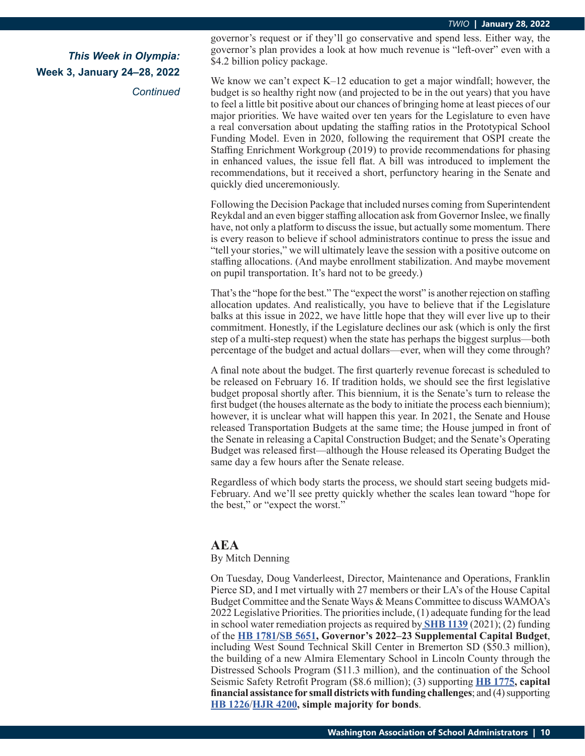*This Week in Olympia:*
**Week 3, January 24–28, 2022**
*Continued*

governor's request or if they'll go conservative and spend less. Either way, the governor's plan provides a look at how much revenue is "left-over" even with a $4.2 billion policy package.

We know we can't expect K–12 education to get a major windfall; however, the budget is so healthy right now (and projected to be in the out years) that you have to feel a little bit positive about our chances of bringing home at least pieces of our major priorities. We have waited over ten years for the Legislature to even have a real conversation about updating the staffing ratios in the Prototypical School Funding Model. Even in 2020, following the requirement that OSPI create the Staffing Enrichment Workgroup (2019) to provide recommendations for phasing in enhanced values, the issue fell flat. A bill was introduced to implement the recommendations, but it received a short, perfunctory hearing in the Senate and quickly died unceremoniously.

Following the Decision Package that included nurses coming from Superintendent Reykdal and an even bigger staffing allocation ask from Governor Inslee, we finally have, not only a platform to discuss the issue, but actually some momentum. There is every reason to believe if school administrators continue to press the issue and "tell your stories," we will ultimately leave the session with a positive outcome on staffing allocations. (And maybe enrollment stabilization. And maybe movement on pupil transportation. It's hard not to be greedy.)

That's the "hope for the best." The "expect the worst" is another rejection on staffing allocation updates. And realistically, you have to believe that if the Legislature balks at this issue in 2022, we have little hope that they will ever live up to their commitment. Honestly, if the Legislature declines our ask (which is only the first step of a multi-step request) when the state has perhaps the biggest surplus—both percentage of the budget and actual dollars—ever, when will they come through?

A final note about the budget. The first quarterly revenue forecast is scheduled to be released on February 16. If tradition holds, we should see the first legislative budget proposal shortly after. This biennium, it is the Senate's turn to release the first budget (the houses alternate as the body to initiate the process each biennium); however, it is unclear what will happen this year. In 2021, the Senate and House released Transportation Budgets at the same time; the House jumped in front of the Senate in releasing a Capital Construction Budget; and the Senate's Operating Budget was released first—although the House released its Operating Budget the same day a few hours after the Senate release.

Regardless of which body starts the process, we should start seeing budgets mid-February. And we'll see pretty quickly whether the scales lean toward "hope for the best," or "expect the worst."

## AEA

By Mitch Denning

On Tuesday, Doug Vanderleest, Director, Maintenance and Operations, Franklin Pierce SD, and I met virtually with 27 members or their LA's of the House Capital Budget Committee and the Senate Ways & Means Committee to discuss WAMOA's 2022 Legislative Priorities. The priorities include, (1) adequate funding for the lead in school water remediation projects as required by **SHB 1139** (2021); (2) funding of the **HB 1781**/**SB 5651**, **Governor's 2022–23 Supplemental Capital Budget**, including West Sound Technical Skill Center in Bremerton SD ($50.3 million), the building of a new Almira Elementary School in Lincoln County through the Distressed Schools Program ($11.3 million), and the continuation of the School Seismic Safety Retrofit Program ($8.6 million); (3) supporting **HB 1775, capital financial assistance for small districts with funding challenges**; and (4) supporting **HB 1226**/**HJR 4200, simple majority for bonds**.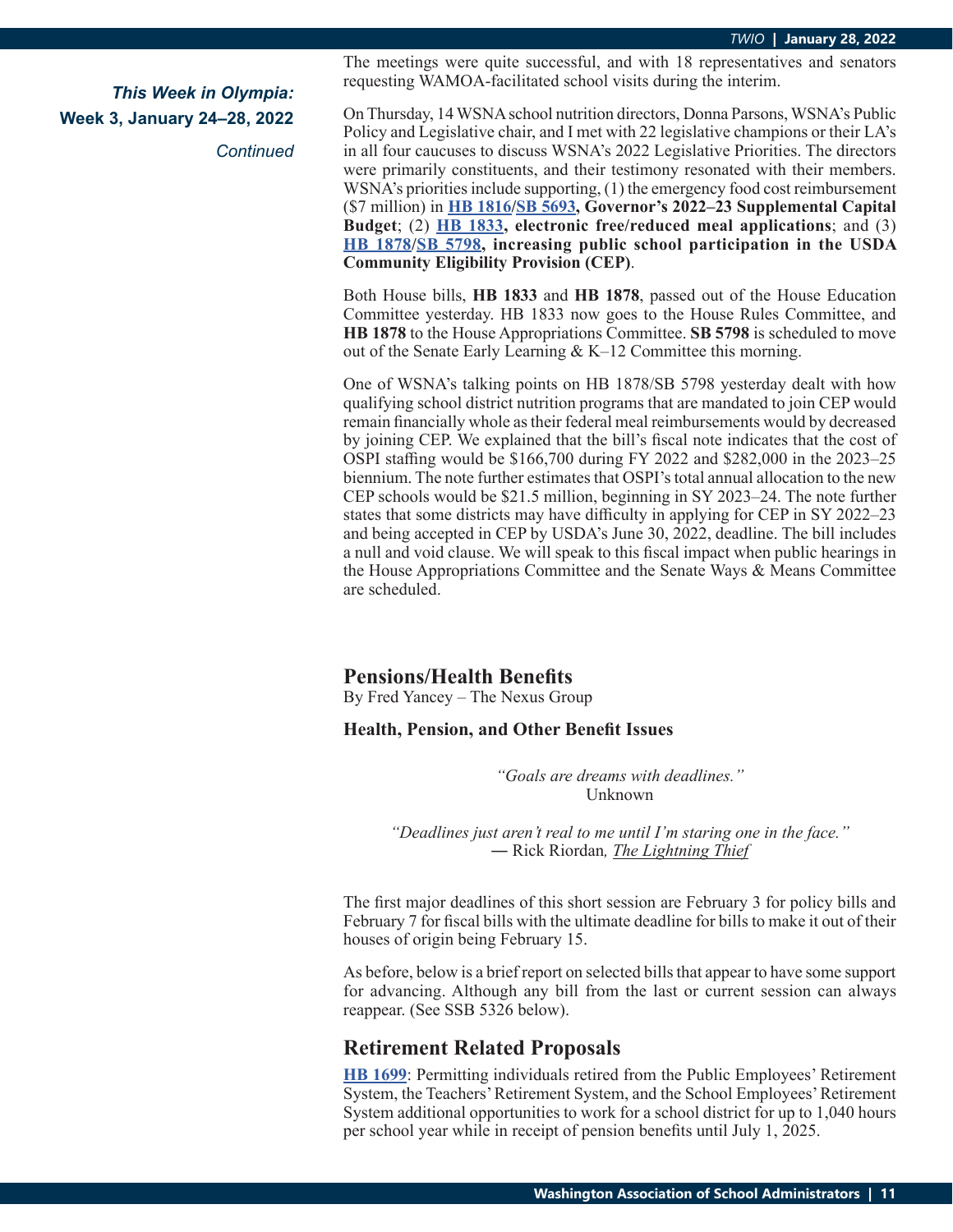*This Week in Olympia:*
**Week 3, January 24–28, 2022**
*Continued*

The meetings were quite successful, and with 18 representatives and senators requesting WAMOA-facilitated school visits during the interim.

On Thursday, 14 WSNA school nutrition directors, Donna Parsons, WSNA's Public Policy and Legislative chair, and I met with 22 legislative champions or their LA's in all four caucuses to discuss WSNA's 2022 Legislative Priorities. The directors were primarily constituents, and their testimony resonated with their members. WSNA's priorities include supporting, (1) the emergency food cost reimbursement ($7 million) in **HB 1816/SB 5693, Governor's 2022–23 Supplemental Capital Budget**; (2) **HB 1833, electronic free/reduced meal applications**; and (3) **HB 1878/SB 5798, increasing public school participation in the USDA Community Eligibility Provision (CEP)**.

Both House bills, **HB 1833** and **HB 1878**, passed out of the House Education Committee yesterday. HB 1833 now goes to the House Rules Committee, and **HB 1878** to the House Appropriations Committee. **SB 5798** is scheduled to move out of the Senate Early Learning & K–12 Committee this morning.

One of WSNA's talking points on HB 1878/SB 5798 yesterday dealt with how qualifying school district nutrition programs that are mandated to join CEP would remain financially whole as their federal meal reimbursements would by decreased by joining CEP. We explained that the bill's fiscal note indicates that the cost of OSPI staffing would be $166,700 during FY 2022 and $282,000 in the 2023–25 biennium. The note further estimates that OSPI's total annual allocation to the new CEP schools would be $21.5 million, beginning in SY 2023–24. The note further states that some districts may have difficulty in applying for CEP in SY 2022–23 and being accepted in CEP by USDA's June 30, 2022, deadline. The bill includes a null and void clause. We will speak to this fiscal impact when public hearings in the House Appropriations Committee and the Senate Ways & Means Committee are scheduled.

## Pensions/Health Benefits

By Fred Yancey – The Nexus Group

**Health, Pension, and Other Benefit Issues**

*"Goals are dreams with deadlines."*
Unknown

*"Deadlines just aren't real to me until I'm staring one in the face."*
― Rick Riordan, *The Lightning Thief*

The first major deadlines of this short session are February 3 for policy bills and February 7 for fiscal bills with the ultimate deadline for bills to make it out of their houses of origin being February 15.

As before, below is a brief report on selected bills that appear to have some support for advancing. Although any bill from the last or current session can always reappear. (See SSB 5326 below).

## Retirement Related Proposals

**HB 1699**: Permitting individuals retired from the Public Employees' Retirement System, the Teachers' Retirement System, and the School Employees' Retirement System additional opportunities to work for a school district for up to 1,040 hours per school year while in receipt of pension benefits until July 1, 2025.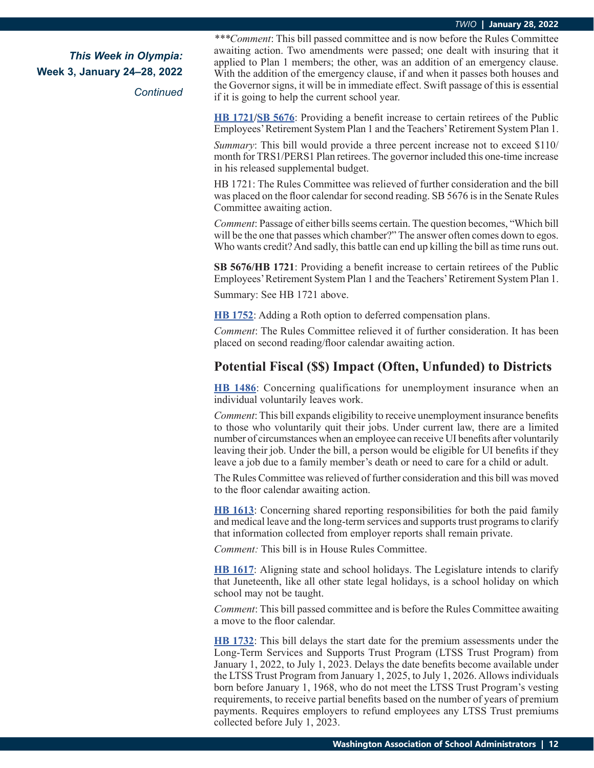***Comment*: This bill passed committee and is now before the Rules Committee awaiting action. Two amendments were passed; one dealt with insuring that it applied to Plan 1 members; the other, was an addition of an emergency clause. With the addition of the emergency clause, if and when it passes both houses and the Governor signs, it will be in immediate effect. Swift passage of this is essential if it is going to help the current school year.

**HB 1721/SB 5676**: Providing a benefit increase to certain retirees of the Public Employees' Retirement System Plan 1 and the Teachers' Retirement System Plan 1.

*Summary*: This bill would provide a three percent increase not to exceed $110/month for TRS1/PERS1 Plan retirees. The governor included this one-time increase in his released supplemental budget.

HB 1721: The Rules Committee was relieved of further consideration and the bill was placed on the floor calendar for second reading. SB 5676 is in the Senate Rules Committee awaiting action.

*Comment*: Passage of either bills seems certain. The question becomes, "Which bill will be the one that passes which chamber?" The answer often comes down to egos. Who wants credit? And sadly, this battle can end up killing the bill as time runs out.

**SB 5676/HB 1721**: Providing a benefit increase to certain retirees of the Public Employees' Retirement System Plan 1 and the Teachers' Retirement System Plan 1.

Summary: See HB 1721 above.

**HB 1752**: Adding a Roth option to deferred compensation plans.

*Comment*: The Rules Committee relieved it of further consideration. It has been placed on second reading/floor calendar awaiting action.

## Potential Fiscal ($$) Impact (Often, Unfunded) to Districts

**HB 1486**: Concerning qualifications for unemployment insurance when an individual voluntarily leaves work.

*Comment*: This bill expands eligibility to receive unemployment insurance benefits to those who voluntarily quit their jobs. Under current law, there are a limited number of circumstances when an employee can receive UI benefits after voluntarily leaving their job. Under the bill, a person would be eligible for UI benefits if they leave a job due to a family member's death or need to care for a child or adult.

The Rules Committee was relieved of further consideration and this bill was moved to the floor calendar awaiting action.

**HB 1613**: Concerning shared reporting responsibilities for both the paid family and medical leave and the long-term services and supports trust programs to clarify that information collected from employer reports shall remain private.

*Comment:* This bill is in House Rules Committee.

**HB 1617**: Aligning state and school holidays. The Legislature intends to clarify that Juneteenth, like all other state legal holidays, is a school holiday on which school may not be taught.

*Comment*: This bill passed committee and is before the Rules Committee awaiting a move to the floor calendar.

**HB 1732**: This bill delays the start date for the premium assessments under the Long-Term Services and Supports Trust Program (LTSS Trust Program) from January 1, 2022, to July 1, 2023. Delays the date benefits become available under the LTSS Trust Program from January 1, 2025, to July 1, 2026. Allows individuals born before January 1, 1968, who do not meet the LTSS Trust Program's vesting requirements, to receive partial benefits based on the number of years of premium payments. Requires employers to refund employees any LTSS Trust premiums collected before July 1, 2023.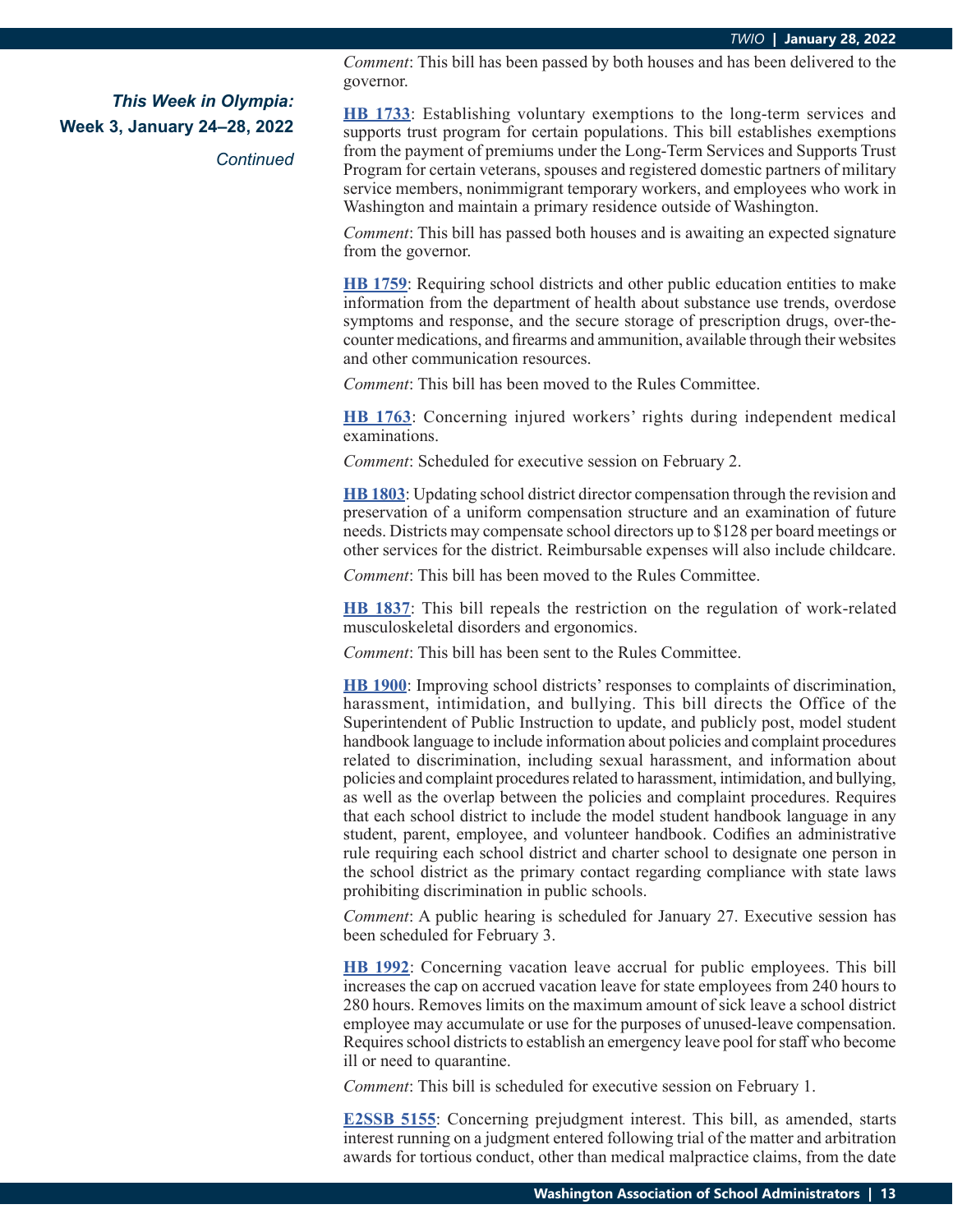*This Week in Olympia:*
**Week 3, January 24–28, 2022**
*Continued*

*Comment*: This bill has been passed by both houses and has been delivered to the governor.

**HB 1733**: Establishing voluntary exemptions to the long-term services and supports trust program for certain populations. This bill establishes exemptions from the payment of premiums under the Long-Term Services and Supports Trust Program for certain veterans, spouses and registered domestic partners of military service members, nonimmigrant temporary workers, and employees who work in Washington and maintain a primary residence outside of Washington.

*Comment*: This bill has passed both houses and is awaiting an expected signature from the governor.

**HB 1759**: Requiring school districts and other public education entities to make information from the department of health about substance use trends, overdose symptoms and response, and the secure storage of prescription drugs, over-the-counter medications, and firearms and ammunition, available through their websites and other communication resources.

*Comment*: This bill has been moved to the Rules Committee.

**HB 1763**: Concerning injured workers' rights during independent medical examinations.

*Comment*: Scheduled for executive session on February 2.

**HB 1803**: Updating school district director compensation through the revision and preservation of a uniform compensation structure and an examination of future needs. Districts may compensate school directors up to $128 per board meetings or other services for the district. Reimbursable expenses will also include childcare.

*Comment*: This bill has been moved to the Rules Committee.

**HB 1837**: This bill repeals the restriction on the regulation of work-related musculoskeletal disorders and ergonomics.

*Comment*: This bill has been sent to the Rules Committee.

**HB 1900**: Improving school districts' responses to complaints of discrimination, harassment, intimidation, and bullying. This bill directs the Office of the Superintendent of Public Instruction to update, and publicly post, model student handbook language to include information about policies and complaint procedures related to discrimination, including sexual harassment, and information about policies and complaint procedures related to harassment, intimidation, and bullying, as well as the overlap between the policies and complaint procedures. Requires that each school district to include the model student handbook language in any student, parent, employee, and volunteer handbook. Codifies an administrative rule requiring each school district and charter school to designate one person in the school district as the primary contact regarding compliance with state laws prohibiting discrimination in public schools.

*Comment*: A public hearing is scheduled for January 27. Executive session has been scheduled for February 3.

**HB 1992**: Concerning vacation leave accrual for public employees. This bill increases the cap on accrued vacation leave for state employees from 240 hours to 280 hours. Removes limits on the maximum amount of sick leave a school district employee may accumulate or use for the purposes of unused-leave compensation. Requires school districts to establish an emergency leave pool for staff who become ill or need to quarantine.

*Comment*: This bill is scheduled for executive session on February 1.

**E2SSB 5155**: Concerning prejudgment interest. This bill, as amended, starts interest running on a judgment entered following trial of the matter and arbitration awards for tortious conduct, other than medical malpractice claims, from the date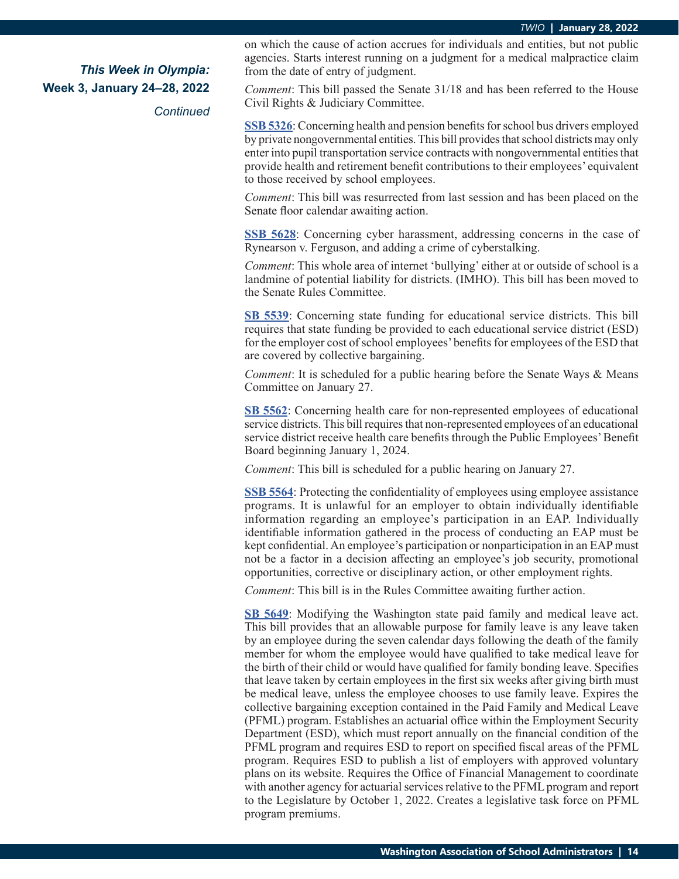*This Week in Olympia:*
**Week 3, January 24–28, 2022**
*Continued*

on which the cause of action accrues for individuals and entities, but not public agencies. Starts interest running on a judgment for a medical malpractice claim from the date of entry of judgment.

*Comment*: This bill passed the Senate 31/18 and has been referred to the House Civil Rights & Judiciary Committee.

**SSB 5326**: Concerning health and pension benefits for school bus drivers employed by private nongovernmental entities. This bill provides that school districts may only enter into pupil transportation service contracts with nongovernmental entities that provide health and retirement benefit contributions to their employees' equivalent to those received by school employees.

*Comment*: This bill was resurrected from last session and has been placed on the Senate floor calendar awaiting action.

**SSB 5628**: Concerning cyber harassment, addressing concerns in the case of Rynearson v. Ferguson, and adding a crime of cyberstalking.

*Comment*: This whole area of internet 'bullying' either at or outside of school is a landmine of potential liability for districts. (IMHO). This bill has been moved to the Senate Rules Committee.

**SB 5539**: Concerning state funding for educational service districts. This bill requires that state funding be provided to each educational service district (ESD) for the employer cost of school employees' benefits for employees of the ESD that are covered by collective bargaining.

*Comment*: It is scheduled for a public hearing before the Senate Ways & Means Committee on January 27.

**SB 5562**: Concerning health care for non-represented employees of educational service districts. This bill requires that non-represented employees of an educational service district receive health care benefits through the Public Employees' Benefit Board beginning January 1, 2024.

*Comment*: This bill is scheduled for a public hearing on January 27.

**SSB 5564**: Protecting the confidentiality of employees using employee assistance programs. It is unlawful for an employer to obtain individually identifiable information regarding an employee's participation in an EAP. Individually identifiable information gathered in the process of conducting an EAP must be kept confidential. An employee's participation or nonparticipation in an EAP must not be a factor in a decision affecting an employee's job security, promotional opportunities, corrective or disciplinary action, or other employment rights.

*Comment*: This bill is in the Rules Committee awaiting further action.

**SB 5649**: Modifying the Washington state paid family and medical leave act. This bill provides that an allowable purpose for family leave is any leave taken by an employee during the seven calendar days following the death of the family member for whom the employee would have qualified to take medical leave for the birth of their child or would have qualified for family bonding leave. Specifies that leave taken by certain employees in the first six weeks after giving birth must be medical leave, unless the employee chooses to use family leave. Expires the collective bargaining exception contained in the Paid Family and Medical Leave (PFML) program. Establishes an actuarial office within the Employment Security Department (ESD), which must report annually on the financial condition of the PFML program and requires ESD to report on specified fiscal areas of the PFML program. Requires ESD to publish a list of employers with approved voluntary plans on its website. Requires the Office of Financial Management to coordinate with another agency for actuarial services relative to the PFML program and report to the Legislature by October 1, 2022. Creates a legislative task force on PFML program premiums.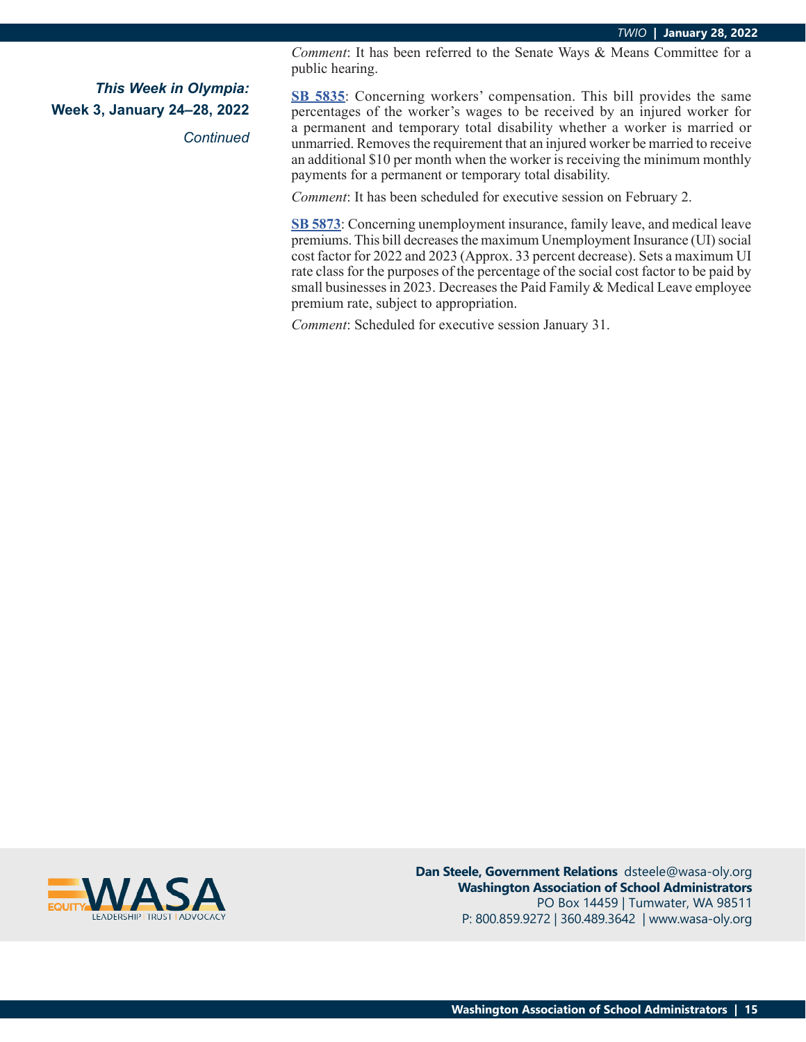*This Week in Olympia:*
**Week 3, January 24–28, 2022**
*Continued*

*Comment*: It has been referred to the Senate Ways & Means Committee for a public hearing.

**SB 5835**: Concerning workers' compensation. This bill provides the same percentages of the worker's wages to be received by an injured worker for a permanent and temporary total disability whether a worker is married or unmarried. Removes the requirement that an injured worker be married to receive an additional $10 per month when the worker is receiving the minimum monthly payments for a permanent or temporary total disability.

*Comment*: It has been scheduled for executive session on February 2.

**SB 5873**: Concerning unemployment insurance, family leave, and medical leave premiums. This bill decreases the maximum Unemployment Insurance (UI) social cost factor for 2022 and 2023 (Approx. 33 percent decrease). Sets a maximum UI rate class for the purposes of the percentage of the social cost factor to be paid by small businesses in 2023. Decreases the Paid Family & Medical Leave employee premium rate, subject to appropriation.

*Comment*: Scheduled for executive session January 31.

EQUITY WASA
LEADERSHIP | TRUST | ADVOCACY

**Dan Steele, Government Relations** dsteele@wasa-oly.org
**Washington Association of School Administrators**
PO Box 14459 | Tumwater, WA 98511
P: 800.859.9272 | 360.489.3642 | www.wasa-oly.org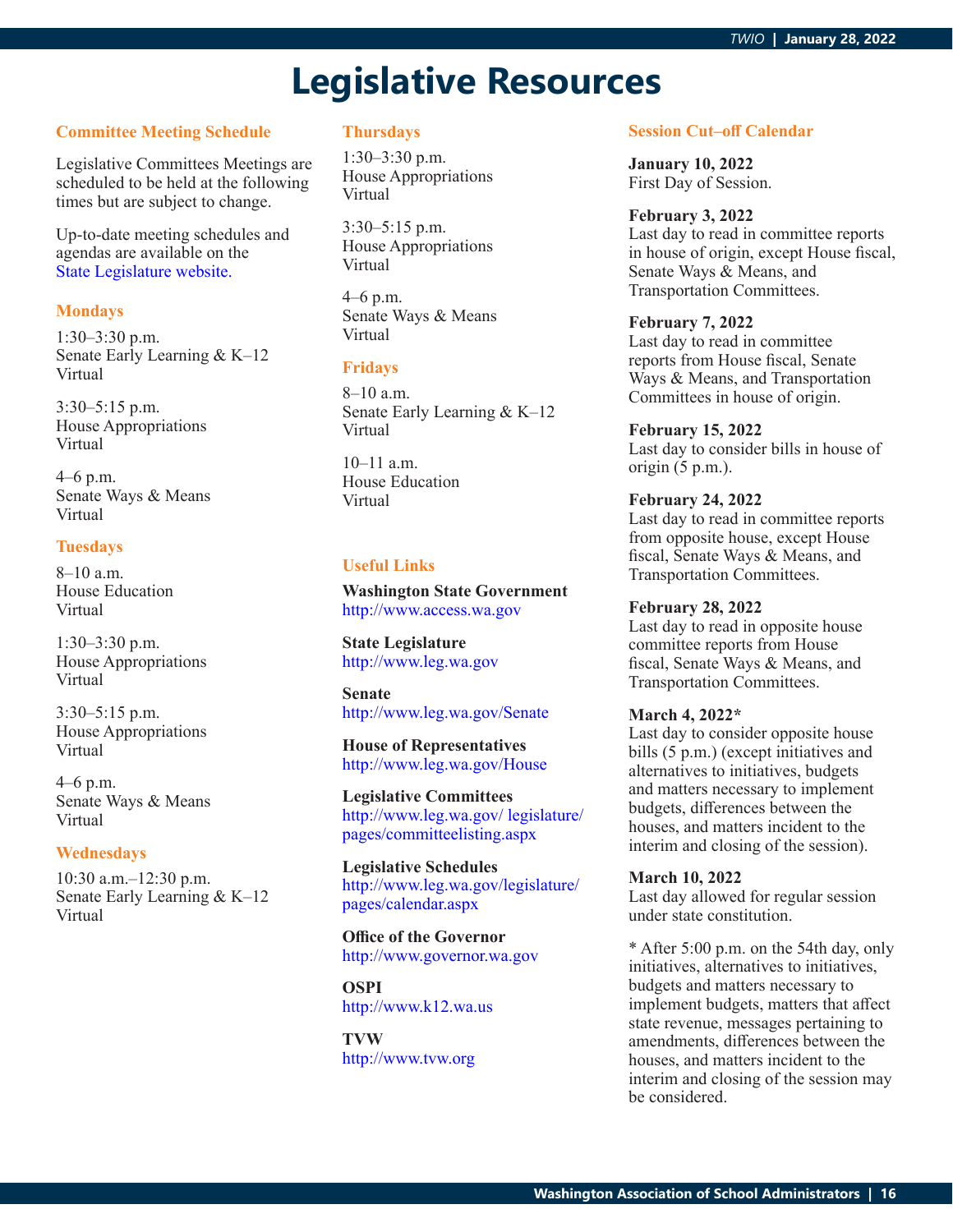# Legislative Resources

## Committee Meeting Schedule

Legislative Committees Meetings are scheduled to be held at the following times but are subject to change.

Up-to-date meeting schedules and agendas are available on the State Legislature website.

### Mondays

1:30–3:30 p.m.
Senate Early Learning & K–12
Virtual

3:30–5:15 p.m.
House Appropriations
Virtual

4–6 p.m.
Senate Ways & Means
Virtual

### Tuesdays

8–10 a.m.
House Education
Virtual

1:30–3:30 p.m.
House Appropriations
Virtual

3:30–5:15 p.m.
House Appropriations
Virtual

4–6 p.m.
Senate Ways & Means
Virtual

### Wednesdays

10:30 a.m.–12:30 p.m.
Senate Early Learning & K–12
Virtual

### Thursdays

1:30–3:30 p.m.
House Appropriations
Virtual

3:30–5:15 p.m.
House Appropriations
Virtual

4–6 p.m.
Senate Ways & Means
Virtual

### Fridays

8–10 a.m.
Senate Early Learning & K–12
Virtual

10–11 a.m.
House Education
Virtual

## Useful Links

**Washington State Government**
http://www.access.wa.gov

**State Legislature**
http://www.leg.wa.gov

**Senate**
http://www.leg.wa.gov/Senate

**House of Representatives**
http://www.leg.wa.gov/House

**Legislative Committees**
http://www.leg.wa.gov/ legislature/pages/committeelisting.aspx

**Legislative Schedules**
http://www.leg.wa.gov/legislature/pages/calendar.aspx

**Office of the Governor**
http://www.governor.wa.gov

**OSPI**
http://www.k12.wa.us

**TVW**
http://www.tvw.org

## Session Cut–off Calendar

**January 10, 2022**
First Day of Session.

**February 3, 2022**
Last day to read in committee reports in house of origin, except House fiscal, Senate Ways & Means, and Transportation Committees.

**February 7, 2022**
Last day to read in committee reports from House fiscal, Senate Ways & Means, and Transportation Committees in house of origin.

**February 15, 2022**
Last day to consider bills in house of origin (5 p.m.).

**February 24, 2022**
Last day to read in committee reports from opposite house, except House fiscal, Senate Ways & Means, and Transportation Committees.

**February 28, 2022**
Last day to read in opposite house committee reports from House fiscal, Senate Ways & Means, and Transportation Committees.

**March 4, 2022***
Last day to consider opposite house bills (5 p.m.) (except initiatives and alternatives to initiatives, budgets and matters necessary to implement budgets, differences between the houses, and matters incident to the interim and closing of the session).

**March 10, 2022**
Last day allowed for regular session under state constitution.

* After 5:00 p.m. on the 54th day, only initiatives, alternatives to initiatives, budgets and matters necessary to implement budgets, matters that affect state revenue, messages pertaining to amendments, differences between the houses, and matters incident to the interim and closing of the session may be considered.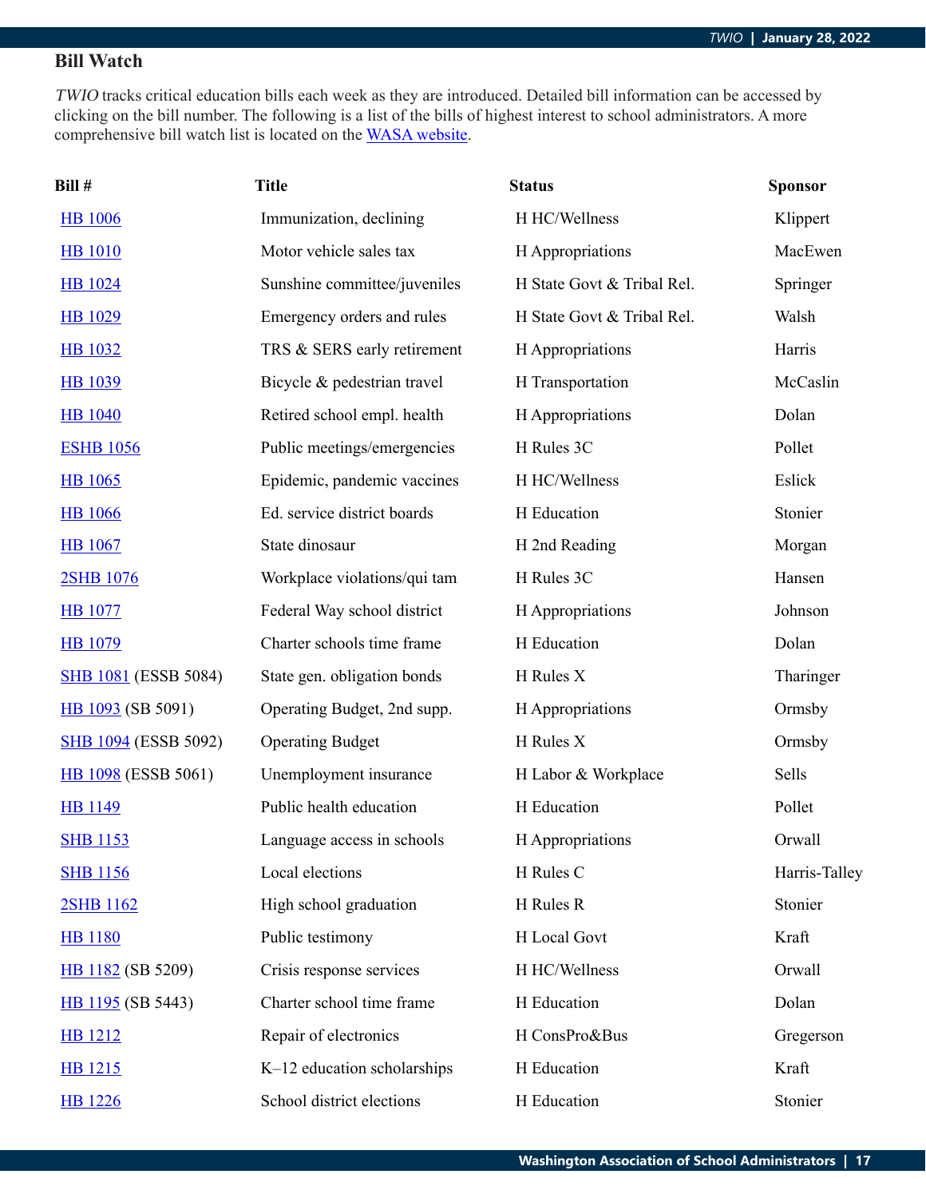## Bill Watch

*TWIO* tracks critical education bills each week as they are introduced. Detailed bill information can be accessed by clicking on the bill number. The following is a list of the bills of highest interest to school administrators. A more comprehensive bill watch list is located on the WASA website.

| Bill # | Title | Status | Sponsor |
|---|---|---|---|
| HB 1006 | Immunization, declining | H HC/Wellness | Klippert |
| HB 1010 | Motor vehicle sales tax | H Appropriations | MacEwen |
| HB 1024 | Sunshine committee/juveniles | H State Govt & Tribal Rel. | Springer |
| HB 1029 | Emergency orders and rules | H State Govt & Tribal Rel. | Walsh |
| HB 1032 | TRS & SERS early retirement | H Appropriations | Harris |
| HB 1039 | Bicycle & pedestrian travel | H Transportation | McCaslin |
| HB 1040 | Retired school empl. health | H Appropriations | Dolan |
| ESHB 1056 | Public meetings/emergencies | H Rules 3C | Pollet |
| HB 1065 | Epidemic, pandemic vaccines | H HC/Wellness | Eslick |
| HB 1066 | Ed. service district boards | H Education | Stonier |
| HB 1067 | State dinosaur | H 2nd Reading | Morgan |
| 2SHB 1076 | Workplace violations/qui tam | H Rules 3C | Hansen |
| HB 1077 | Federal Way school district | H Appropriations | Johnson |
| HB 1079 | Charter schools time frame | H Education | Dolan |
| SHB 1081 (ESSB 5084) | State gen. obligation bonds | H Rules X | Tharinger |
| HB 1093 (SB 5091) | Operating Budget, 2nd supp. | H Appropriations | Ormsby |
| SHB 1094 (ESSB 5092) | Operating Budget | H Rules X | Ormsby |
| HB 1098 (ESSB 5061) | Unemployment insurance | H Labor & Workplace | Sells |
| HB 1149 | Public health education | H Education | Pollet |
| SHB 1153 | Language access in schools | H Appropriations | Orwall |
| SHB 1156 | Local elections | H Rules C | Harris-Talley |
| 2SHB 1162 | High school graduation | H Rules R | Stonier |
| HB 1180 | Public testimony | H Local Govt | Kraft |
| HB 1182 (SB 5209) | Crisis response services | H HC/Wellness | Orwall |
| HB 1195 (SB 5443) | Charter school time frame | H Education | Dolan |
| HB 1212 | Repair of electronics | H ConsPro&Bus | Gregerson |
| HB 1215 | K–12 education scholarships | H Education | Kraft |
| HB 1226 | School district elections | H Education | Stonier |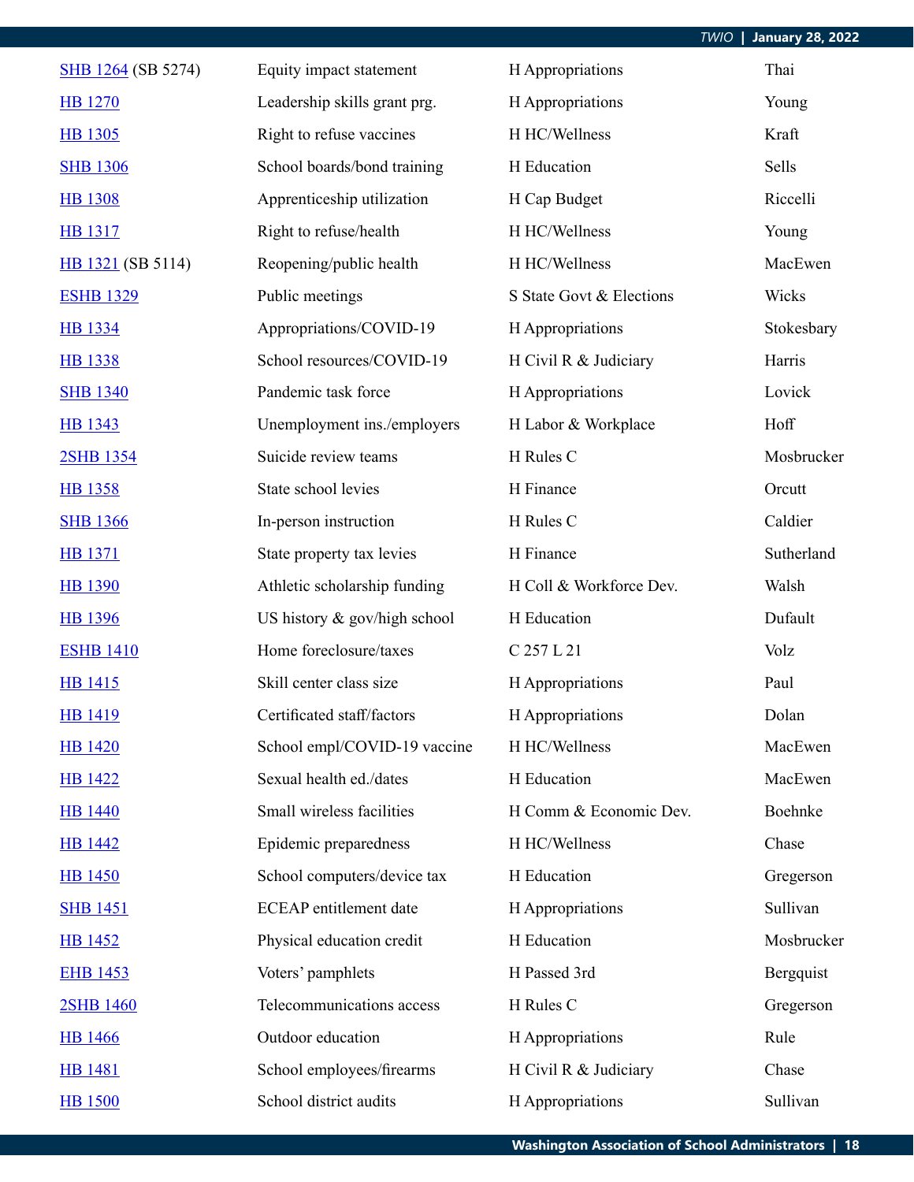| | | | |
|---|---|---|---|
| SHB 1264 (SB 5274) | Equity impact statement | H Appropriations | Thai |
| HB 1270 | Leadership skills grant prg. | H Appropriations | Young |
| HB 1305 | Right to refuse vaccines | H HC/Wellness | Kraft |
| SHB 1306 | School boards/bond training | H Education | Sells |
| HB 1308 | Apprenticeship utilization | H Cap Budget | Riccelli |
| HB 1317 | Right to refuse/health | H HC/Wellness | Young |
| HB 1321 (SB 5114) | Reopening/public health | H HC/Wellness | MacEwen |
| ESHB 1329 | Public meetings | S State Govt & Elections | Wicks |
| HB 1334 | Appropriations/COVID-19 | H Appropriations | Stokesbary |
| HB 1338 | School resources/COVID-19 | H Civil R & Judiciary | Harris |
| SHB 1340 | Pandemic task force | H Appropriations | Lovick |
| HB 1343 | Unemployment ins./employers | H Labor & Workplace | Hoff |
| 2SHB 1354 | Suicide review teams | H Rules C | Mosbrucker |
| HB 1358 | State school levies | H Finance | Orcutt |
| SHB 1366 | In-person instruction | H Rules C | Caldier |
| HB 1371 | State property tax levies | H Finance | Sutherland |
| HB 1390 | Athletic scholarship funding | H Coll & Workforce Dev. | Walsh |
| HB 1396 | US history & gov/high school | H Education | Dufault |
| ESHB 1410 | Home foreclosure/taxes | C 257 L 21 | Volz |
| HB 1415 | Skill center class size | H Appropriations | Paul |
| HB 1419 | Certificated staff/factors | H Appropriations | Dolan |
| HB 1420 | School empl/COVID-19 vaccine | H HC/Wellness | MacEwen |
| HB 1422 | Sexual health ed./dates | H Education | MacEwen |
| HB 1440 | Small wireless facilities | H Comm & Economic Dev. | Boehnke |
| HB 1442 | Epidemic preparedness | H HC/Wellness | Chase |
| HB 1450 | School computers/device tax | H Education | Gregerson |
| SHB 1451 | ECEAP entitlement date | H Appropriations | Sullivan |
| HB 1452 | Physical education credit | H Education | Mosbrucker |
| EHB 1453 | Voters' pamphlets | H Passed 3rd | Bergquist |
| 2SHB 1460 | Telecommunications access | H Rules C | Gregerson |
| HB 1466 | Outdoor education | H Appropriations | Rule |
| HB 1481 | School employees/firearms | H Civil R & Judiciary | Chase |
| HB 1500 | School district audits | H Appropriations | Sullivan |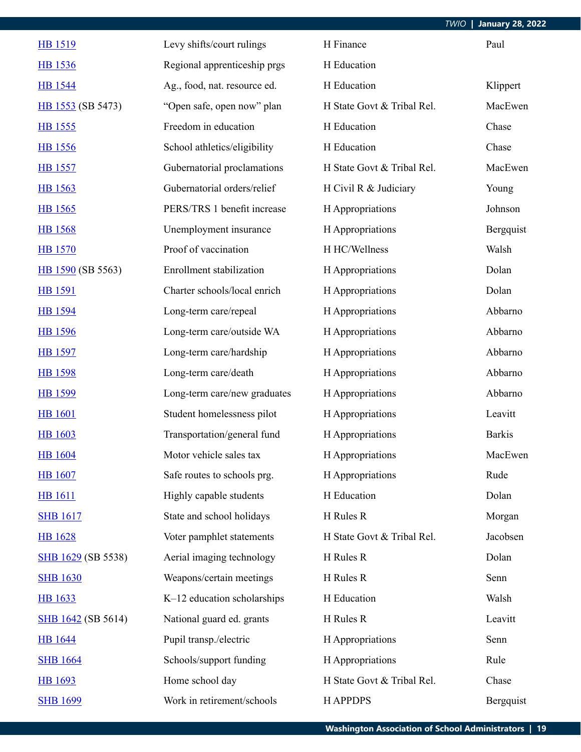| | | | |
|---|---|---|---|
| HB 1519 | Levy shifts/court rulings | H Finance | Paul |
| HB 1536 | Regional apprenticeship prgs | H Education | |
| HB 1544 | Ag., food, nat. resource ed. | H Education | Klippert |
| HB 1553 (SB 5473) | "Open safe, open now" plan | H State Govt & Tribal Rel. | MacEwen |
| HB 1555 | Freedom in education | H Education | Chase |
| HB 1556 | School athletics/eligibility | H Education | Chase |
| HB 1557 | Gubernatorial proclamations | H State Govt & Tribal Rel. | MacEwen |
| HB 1563 | Gubernatorial orders/relief | H Civil R & Judiciary | Young |
| HB 1565 | PERS/TRS 1 benefit increase | H Appropriations | Johnson |
| HB 1568 | Unemployment insurance | H Appropriations | Bergquist |
| HB 1570 | Proof of vaccination | H HC/Wellness | Walsh |
| HB 1590 (SB 5563) | Enrollment stabilization | H Appropriations | Dolan |
| HB 1591 | Charter schools/local enrich | H Appropriations | Dolan |
| HB 1594 | Long-term care/repeal | H Appropriations | Abbarno |
| HB 1596 | Long-term care/outside WA | H Appropriations | Abbarno |
| HB 1597 | Long-term care/hardship | H Appropriations | Abbarno |
| HB 1598 | Long-term care/death | H Appropriations | Abbarno |
| HB 1599 | Long-term care/new graduates | H Appropriations | Abbarno |
| HB 1601 | Student homelessness pilot | H Appropriations | Leavitt |
| HB 1603 | Transportation/general fund | H Appropriations | Barkis |
| HB 1604 | Motor vehicle sales tax | H Appropriations | MacEwen |
| HB 1607 | Safe routes to schools prg. | H Appropriations | Rude |
| HB 1611 | Highly capable students | H Education | Dolan |
| SHB 1617 | State and school holidays | H Rules R | Morgan |
| HB 1628 | Voter pamphlet statements | H State Govt & Tribal Rel. | Jacobsen |
| SHB 1629 (SB 5538) | Aerial imaging technology | H Rules R | Dolan |
| SHB 1630 | Weapons/certain meetings | H Rules R | Senn |
| HB 1633 | K–12 education scholarships | H Education | Walsh |
| SHB 1642 (SB 5614) | National guard ed. grants | H Rules R | Leavitt |
| HB 1644 | Pupil transp./electric | H Appropriations | Senn |
| SHB 1664 | Schools/support funding | H Appropriations | Rule |
| HB 1693 | Home school day | H State Govt & Tribal Rel. | Chase |
| SHB 1699 | Work in retirement/schools | H APPDPS | Bergquist |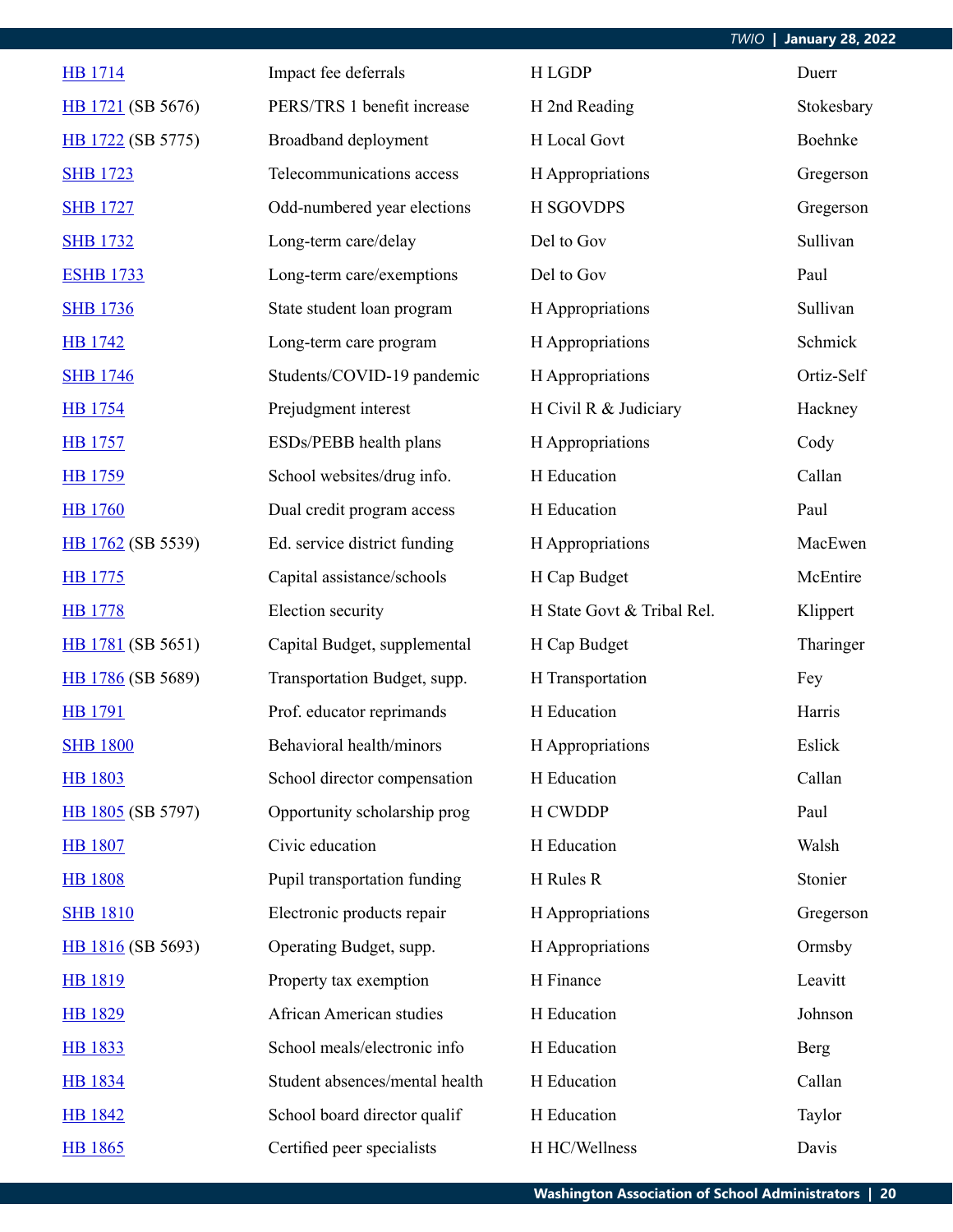| | | | |
|---|---|---|---|
| HB 1714 | Impact fee deferrals | H LGDP | Duerr |
| HB 1721 (SB 5676) | PERS/TRS 1 benefit increase | H 2nd Reading | Stokesbary |
| HB 1722 (SB 5775) | Broadband deployment | H Local Govt | Boehnke |
| SHB 1723 | Telecommunications access | H Appropriations | Gregerson |
| SHB 1727 | Odd-numbered year elections | H SGOVDPS | Gregerson |
| SHB 1732 | Long-term care/delay | Del to Gov | Sullivan |
| ESHB 1733 | Long-term care/exemptions | Del to Gov | Paul |
| SHB 1736 | State student loan program | H Appropriations | Sullivan |
| HB 1742 | Long-term care program | H Appropriations | Schmick |
| SHB 1746 | Students/COVID-19 pandemic | H Appropriations | Ortiz-Self |
| HB 1754 | Prejudgment interest | H Civil R & Judiciary | Hackney |
| HB 1757 | ESDs/PEBB health plans | H Appropriations | Cody |
| HB 1759 | School websites/drug info. | H Education | Callan |
| HB 1760 | Dual credit program access | H Education | Paul |
| HB 1762 (SB 5539) | Ed. service district funding | H Appropriations | MacEwen |
| HB 1775 | Capital assistance/schools | H Cap Budget | McEntire |
| HB 1778 | Election security | H State Govt & Tribal Rel. | Klippert |
| HB 1781 (SB 5651) | Capital Budget, supplemental | H Cap Budget | Tharinger |
| HB 1786 (SB 5689) | Transportation Budget, supp. | H Transportation | Fey |
| HB 1791 | Prof. educator reprimands | H Education | Harris |
| SHB 1800 | Behavioral health/minors | H Appropriations | Eslick |
| HB 1803 | School director compensation | H Education | Callan |
| HB 1805 (SB 5797) | Opportunity scholarship prog | H CWDDP | Paul |
| HB 1807 | Civic education | H Education | Walsh |
| HB 1808 | Pupil transportation funding | H Rules R | Stonier |
| SHB 1810 | Electronic products repair | H Appropriations | Gregerson |
| HB 1816 (SB 5693) | Operating Budget, supp. | H Appropriations | Ormsby |
| HB 1819 | Property tax exemption | H Finance | Leavitt |
| HB 1829 | African American studies | H Education | Johnson |
| HB 1833 | School meals/electronic info | H Education | Berg |
| HB 1834 | Student absences/mental health | H Education | Callan |
| HB 1842 | School board director qualif | H Education | Taylor |
| HB 1865 | Certified peer specialists | H HC/Wellness | Davis |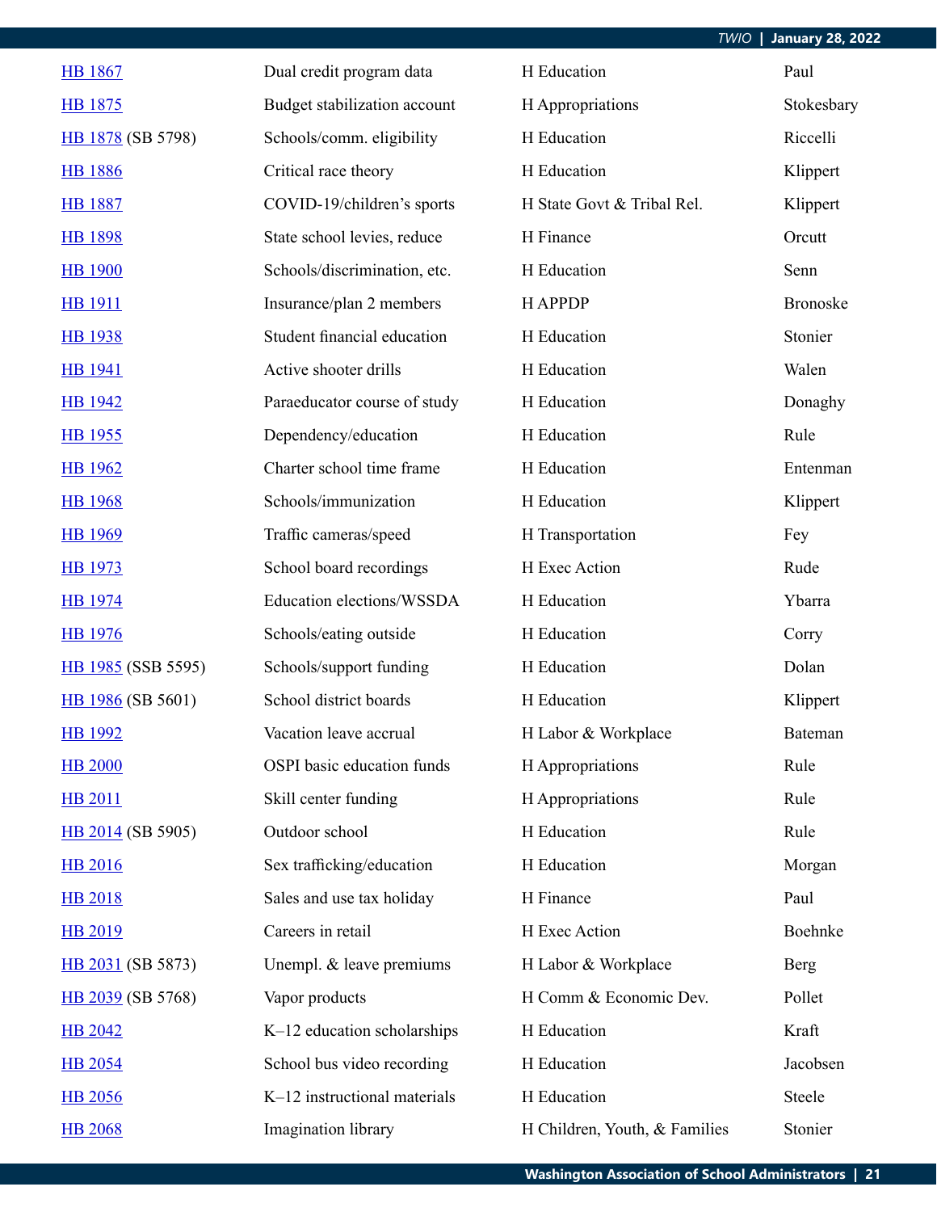| | | | |
|---|---|---|---|
| HB 1867 | Dual credit program data | H Education | Paul |
| HB 1875 | Budget stabilization account | H Appropriations | Stokesbary |
| HB 1878 (SB 5798) | Schools/comm. eligibility | H Education | Riccelli |
| HB 1886 | Critical race theory | H Education | Klippert |
| HB 1887 | COVID-19/children's sports | H State Govt & Tribal Rel. | Klippert |
| HB 1898 | State school levies, reduce | H Finance | Orcutt |
| HB 1900 | Schools/discrimination, etc. | H Education | Senn |
| HB 1911 | Insurance/plan 2 members | H APPDP | Bronoske |
| HB 1938 | Student financial education | H Education | Stonier |
| HB 1941 | Active shooter drills | H Education | Walen |
| HB 1942 | Paraeducator course of study | H Education | Donaghy |
| HB 1955 | Dependency/education | H Education | Rule |
| HB 1962 | Charter school time frame | H Education | Entenman |
| HB 1968 | Schools/immunization | H Education | Klippert |
| HB 1969 | Traffic cameras/speed | H Transportation | Fey |
| HB 1973 | School board recordings | H Exec Action | Rude |
| HB 1974 | Education elections/WSSDA | H Education | Ybarra |
| HB 1976 | Schools/eating outside | H Education | Corry |
| HB 1985 (SSB 5595) | Schools/support funding | H Education | Dolan |
| HB 1986 (SB 5601) | School district boards | H Education | Klippert |
| HB 1992 | Vacation leave accrual | H Labor & Workplace | Bateman |
| HB 2000 | OSPI basic education funds | H Appropriations | Rule |
| HB 2011 | Skill center funding | H Appropriations | Rule |
| HB 2014 (SB 5905) | Outdoor school | H Education | Rule |
| HB 2016 | Sex trafficking/education | H Education | Morgan |
| HB 2018 | Sales and use tax holiday | H Finance | Paul |
| HB 2019 | Careers in retail | H Exec Action | Boehnke |
| HB 2031 (SB 5873) | Unempl. & leave premiums | H Labor & Workplace | Berg |
| HB 2039 (SB 5768) | Vapor products | H Comm & Economic Dev. | Pollet |
| HB 2042 | K–12 education scholarships | H Education | Kraft |
| HB 2054 | School bus video recording | H Education | Jacobsen |
| HB 2056 | K–12 instructional materials | H Education | Steele |
| HB 2068 | Imagination library | H Children, Youth, & Families | Stonier |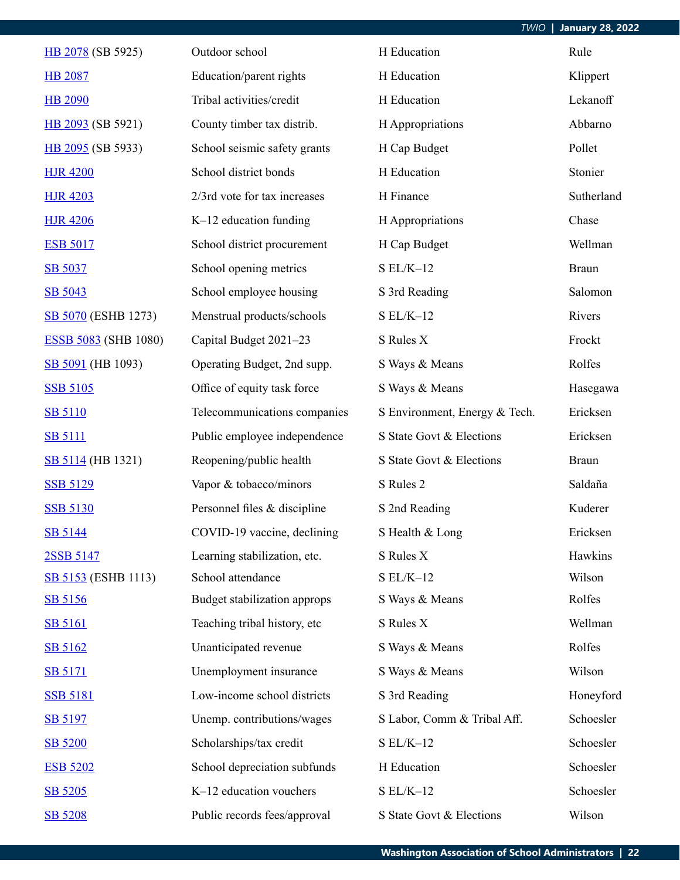| | | | |
|---|---|---|---|
| HB 2078 (SB 5925) | Outdoor school | H Education | Rule |
| HB 2087 | Education/parent rights | H Education | Klippert |
| HB 2090 | Tribal activities/credit | H Education | Lekanoff |
| HB 2093 (SB 5921) | County timber tax distrib. | H Appropriations | Abbarno |
| HB 2095 (SB 5933) | School seismic safety grants | H Cap Budget | Pollet |
| HJR 4200 | School district bonds | H Education | Stonier |
| HJR 4203 | 2/3rd vote for tax increases | H Finance | Sutherland |
| HJR 4206 | K–12 education funding | H Appropriations | Chase |
| ESB 5017 | School district procurement | H Cap Budget | Wellman |
| SB 5037 | School opening metrics | S EL/K–12 | Braun |
| SB 5043 | School employee housing | S 3rd Reading | Salomon |
| SB 5070 (ESHB 1273) | Menstrual products/schools | S EL/K–12 | Rivers |
| ESSB 5083 (SHB 1080) | Capital Budget 2021–23 | S Rules X | Frockt |
| SB 5091 (HB 1093) | Operating Budget, 2nd supp. | S Ways & Means | Rolfes |
| SSB 5105 | Office of equity task force | S Ways & Means | Hasegawa |
| SB 5110 | Telecommunications companies | S Environment, Energy & Tech. | Ericksen |
| SB 5111 | Public employee independence | S State Govt & Elections | Ericksen |
| SB 5114 (HB 1321) | Reopening/public health | S State Govt & Elections | Braun |
| SSB 5129 | Vapor & tobacco/minors | S Rules 2 | Saldaña |
| SSB 5130 | Personnel files & discipline | S 2nd Reading | Kuderer |
| SB 5144 | COVID-19 vaccine, declining | S Health & Long | Ericksen |
| 2SSB 5147 | Learning stabilization, etc. | S Rules X | Hawkins |
| SB 5153 (ESHB 1113) | School attendance | S EL/K–12 | Wilson |
| SB 5156 | Budget stabilization approps | S Ways & Means | Rolfes |
| SB 5161 | Teaching tribal history, etc | S Rules X | Wellman |
| SB 5162 | Unanticipated revenue | S Ways & Means | Rolfes |
| SB 5171 | Unemployment insurance | S Ways & Means | Wilson |
| SSB 5181 | Low-income school districts | S 3rd Reading | Honeyford |
| SB 5197 | Unemp. contributions/wages | S Labor, Comm & Tribal Aff. | Schoesler |
| SB 5200 | Scholarships/tax credit | S EL/K–12 | Schoesler |
| ESB 5202 | School depreciation subfunds | H Education | Schoesler |
| SB 5205 | K–12 education vouchers | S EL/K–12 | Schoesler |
| SB 5208 | Public records fees/approval | S State Govt & Elections | Wilson |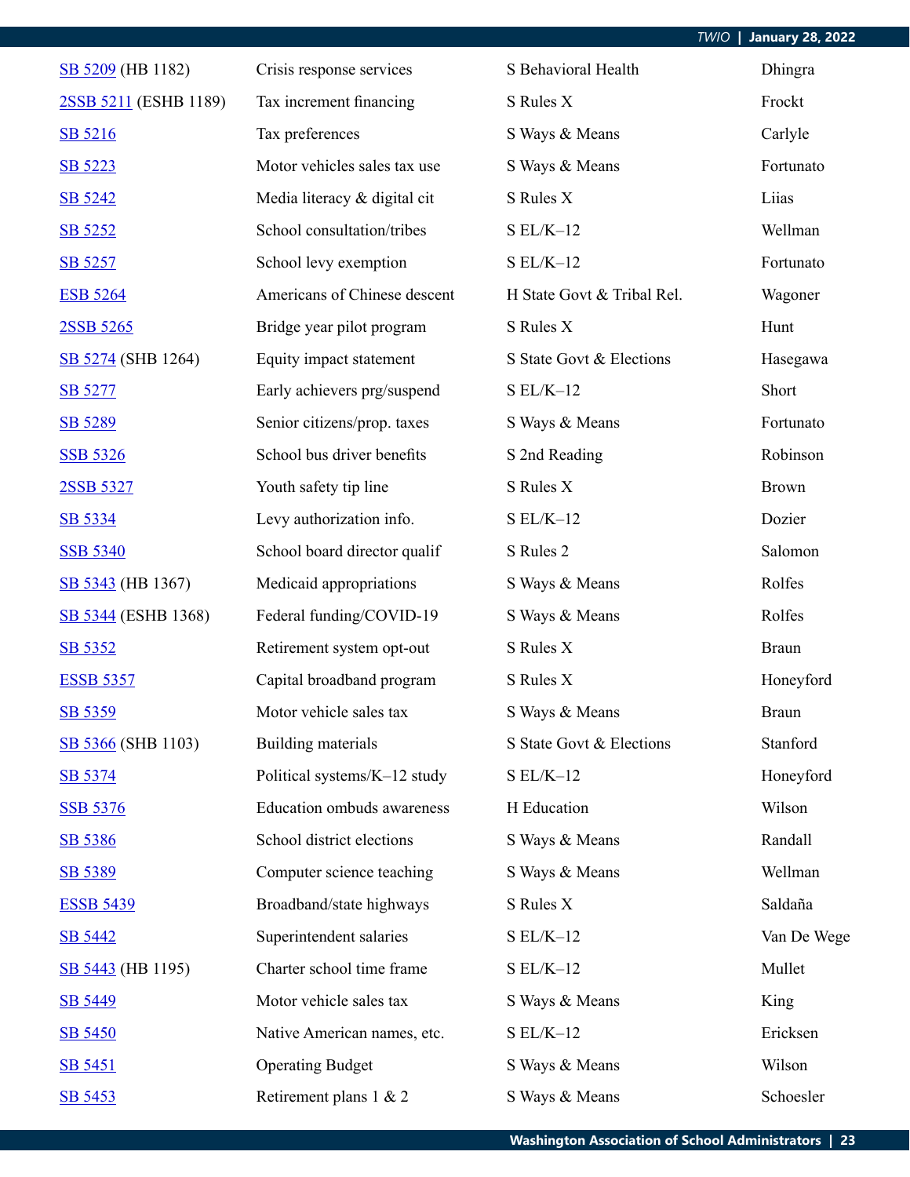| | | | |
|---|---|---|---|
| SB 5209 (HB 1182) | Crisis response services | S Behavioral Health | Dhingra |
| 2SSB 5211 (ESHB 1189) | Tax increment financing | S Rules X | Frockt |
| SB 5216 | Tax preferences | S Ways & Means | Carlyle |
| SB 5223 | Motor vehicles sales tax use | S Ways & Means | Fortunato |
| SB 5242 | Media literacy & digital cit | S Rules X | Liias |
| SB 5252 | School consultation/tribes | S EL/K–12 | Wellman |
| SB 5257 | School levy exemption | S EL/K–12 | Fortunato |
| ESB 5264 | Americans of Chinese descent | H State Govt & Tribal Rel. | Wagoner |
| 2SSB 5265 | Bridge year pilot program | S Rules X | Hunt |
| SB 5274 (SHB 1264) | Equity impact statement | S State Govt & Elections | Hasegawa |
| SB 5277 | Early achievers prg/suspend | S EL/K–12 | Short |
| SB 5289 | Senior citizens/prop. taxes | S Ways & Means | Fortunato |
| SSB 5326 | School bus driver benefits | S 2nd Reading | Robinson |
| 2SSB 5327 | Youth safety tip line | S Rules X | Brown |
| SB 5334 | Levy authorization info. | S EL/K–12 | Dozier |
| SSB 5340 | School board director qualif | S Rules 2 | Salomon |
| SB 5343 (HB 1367) | Medicaid appropriations | S Ways & Means | Rolfes |
| SB 5344 (ESHB 1368) | Federal funding/COVID-19 | S Ways & Means | Rolfes |
| SB 5352 | Retirement system opt-out | S Rules X | Braun |
| ESSB 5357 | Capital broadband program | S Rules X | Honeyford |
| SB 5359 | Motor vehicle sales tax | S Ways & Means | Braun |
| SB 5366 (SHB 1103) | Building materials | S State Govt & Elections | Stanford |
| SB 5374 | Political systems/K–12 study | S EL/K–12 | Honeyford |
| SSB 5376 | Education ombuds awareness | H Education | Wilson |
| SB 5386 | School district elections | S Ways & Means | Randall |
| SB 5389 | Computer science teaching | S Ways & Means | Wellman |
| ESSB 5439 | Broadband/state highways | S Rules X | Saldaña |
| SB 5442 | Superintendent salaries | S EL/K–12 | Van De Wege |
| SB 5443 (HB 1195) | Charter school time frame | S EL/K–12 | Mullet |
| SB 5449 | Motor vehicle sales tax | S Ways & Means | King |
| SB 5450 | Native American names, etc. | S EL/K–12 | Ericksen |
| SB 5451 | Operating Budget | S Ways & Means | Wilson |
| SB 5453 | Retirement plans 1 & 2 | S Ways & Means | Schoesler |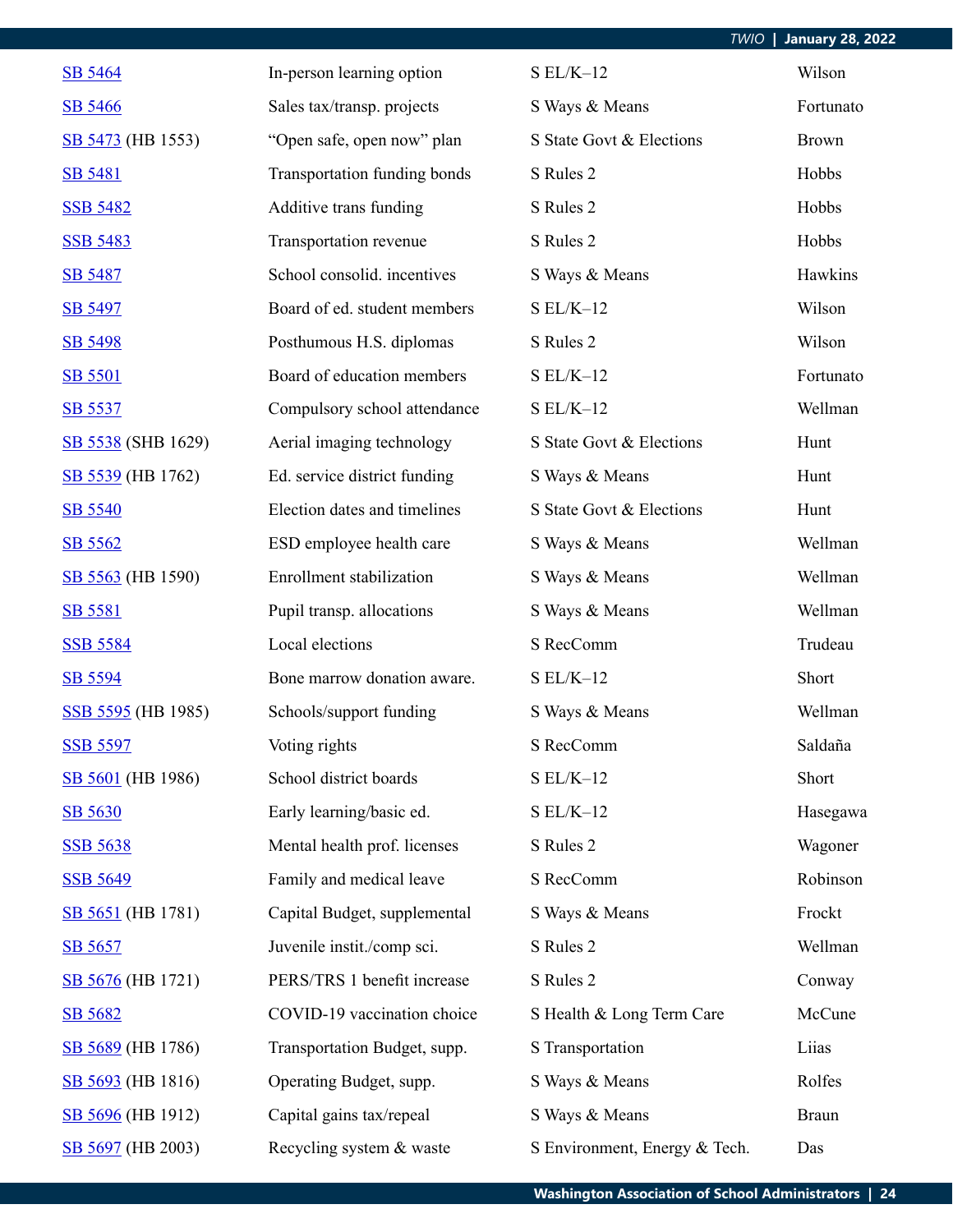| | | | |
|---|---|---|---|
| SB 5464 | In-person learning option | S EL/K–12 | Wilson |
| SB 5466 | Sales tax/transp. projects | S Ways & Means | Fortunato |
| SB 5473 (HB 1553) | "Open safe, open now" plan | S State Govt & Elections | Brown |
| SB 5481 | Transportation funding bonds | S Rules 2 | Hobbs |
| SSB 5482 | Additive trans funding | S Rules 2 | Hobbs |
| SSB 5483 | Transportation revenue | S Rules 2 | Hobbs |
| SB 5487 | School consolid. incentives | S Ways & Means | Hawkins |
| SB 5497 | Board of ed. student members | S EL/K–12 | Wilson |
| SB 5498 | Posthumous H.S. diplomas | S Rules 2 | Wilson |
| SB 5501 | Board of education members | S EL/K–12 | Fortunato |
| SB 5537 | Compulsory school attendance | S EL/K–12 | Wellman |
| SB 5538 (SHB 1629) | Aerial imaging technology | S State Govt & Elections | Hunt |
| SB 5539 (HB 1762) | Ed. service district funding | S Ways & Means | Hunt |
| SB 5540 | Election dates and timelines | S State Govt & Elections | Hunt |
| SB 5562 | ESD employee health care | S Ways & Means | Wellman |
| SB 5563 (HB 1590) | Enrollment stabilization | S Ways & Means | Wellman |
| SB 5581 | Pupil transp. allocations | S Ways & Means | Wellman |
| SSB 5584 | Local elections | S RecComm | Trudeau |
| SB 5594 | Bone marrow donation aware. | S EL/K–12 | Short |
| SSB 5595 (HB 1985) | Schools/support funding | S Ways & Means | Wellman |
| SSB 5597 | Voting rights | S RecComm | Saldaña |
| SB 5601 (HB 1986) | School district boards | S EL/K–12 | Short |
| SB 5630 | Early learning/basic ed. | S EL/K–12 | Hasegawa |
| SSB 5638 | Mental health prof. licenses | S Rules 2 | Wagoner |
| SSB 5649 | Family and medical leave | S RecComm | Robinson |
| SB 5651 (HB 1781) | Capital Budget, supplemental | S Ways & Means | Frockt |
| SB 5657 | Juvenile instit./comp sci. | S Rules 2 | Wellman |
| SB 5676 (HB 1721) | PERS/TRS 1 benefit increase | S Rules 2 | Conway |
| SB 5682 | COVID-19 vaccination choice | S Health & Long Term Care | McCune |
| SB 5689 (HB 1786) | Transportation Budget, supp. | S Transportation | Liias |
| SB 5693 (HB 1816) | Operating Budget, supp. | S Ways & Means | Rolfes |
| SB 5696 (HB 1912) | Capital gains tax/repeal | S Ways & Means | Braun |
| SB 5697 (HB 2003) | Recycling system & waste | S Environment, Energy & Tech. | Das |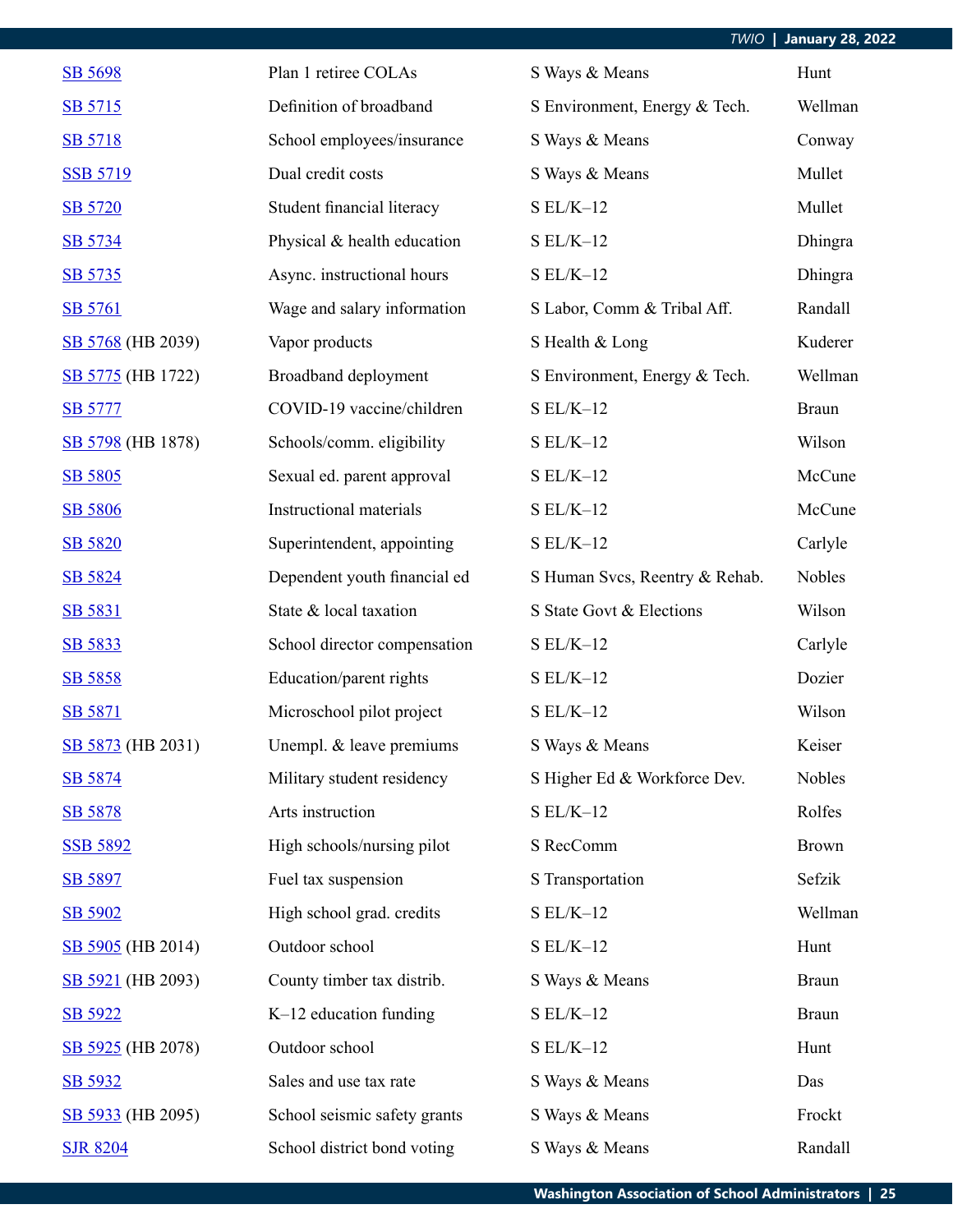| | | | |
|---|---|---|---|
| SB 5698 | Plan 1 retiree COLAs | S Ways & Means | Hunt |
| SB 5715 | Definition of broadband | S Environment, Energy & Tech. | Wellman |
| SB 5718 | School employees/insurance | S Ways & Means | Conway |
| SSB 5719 | Dual credit costs | S Ways & Means | Mullet |
| SB 5720 | Student financial literacy | S EL/K–12 | Mullet |
| SB 5734 | Physical & health education | S EL/K–12 | Dhingra |
| SB 5735 | Async. instructional hours | S EL/K–12 | Dhingra |
| SB 5761 | Wage and salary information | S Labor, Comm & Tribal Aff. | Randall |
| SB 5768 (HB 2039) | Vapor products | S Health & Long | Kuderer |
| SB 5775 (HB 1722) | Broadband deployment | S Environment, Energy & Tech. | Wellman |
| SB 5777 | COVID-19 vaccine/children | S EL/K–12 | Braun |
| SB 5798 (HB 1878) | Schools/comm. eligibility | S EL/K–12 | Wilson |
| SB 5805 | Sexual ed. parent approval | S EL/K–12 | McCune |
| SB 5806 | Instructional materials | S EL/K–12 | McCune |
| SB 5820 | Superintendent, appointing | S EL/K–12 | Carlyle |
| SB 5824 | Dependent youth financial ed | S Human Svcs, Reentry & Rehab. | Nobles |
| SB 5831 | State & local taxation | S State Govt & Elections | Wilson |
| SB 5833 | School director compensation | S EL/K–12 | Carlyle |
| SB 5858 | Education/parent rights | S EL/K–12 | Dozier |
| SB 5871 | Microschool pilot project | S EL/K–12 | Wilson |
| SB 5873 (HB 2031) | Unempl. & leave premiums | S Ways & Means | Keiser |
| SB 5874 | Military student residency | S Higher Ed & Workforce Dev. | Nobles |
| SB 5878 | Arts instruction | S EL/K–12 | Rolfes |
| SSB 5892 | High schools/nursing pilot | S RecComm | Brown |
| SB 5897 | Fuel tax suspension | S Transportation | Sefzik |
| SB 5902 | High school grad. credits | S EL/K–12 | Wellman |
| SB 5905 (HB 2014) | Outdoor school | S EL/K–12 | Hunt |
| SB 5921 (HB 2093) | County timber tax distrib. | S Ways & Means | Braun |
| SB 5922 | K–12 education funding | S EL/K–12 | Braun |
| SB 5925 (HB 2078) | Outdoor school | S EL/K–12 | Hunt |
| SB 5932 | Sales and use tax rate | S Ways & Means | Das |
| SB 5933 (HB 2095) | School seismic safety grants | S Ways & Means | Frockt |
| SJR 8204 | School district bond voting | S Ways & Means | Randall |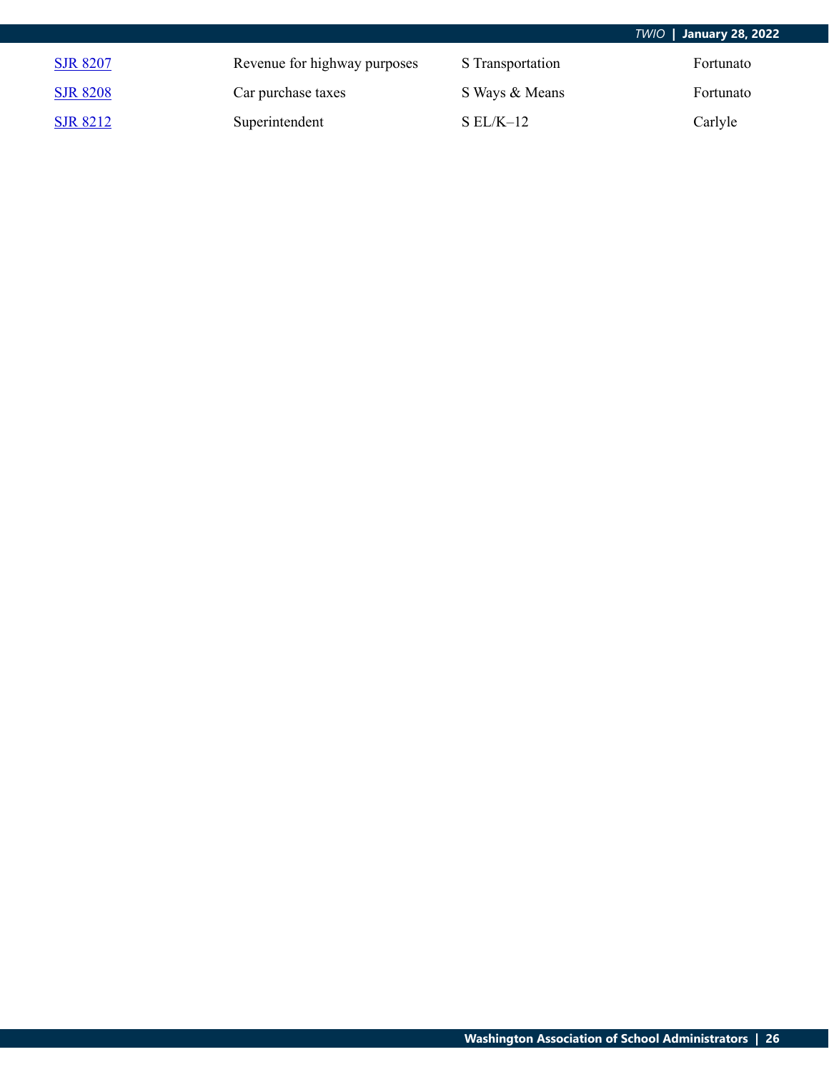| | | | |
|---|---|---|---|
| SJR 8207 | Revenue for highway purposes | S Transportation | Fortunato |
| SJR 8208 | Car purchase taxes | S Ways & Means | Fortunato |
| SJR 8212 | Superintendent | S EL/K–12 | Carlyle |